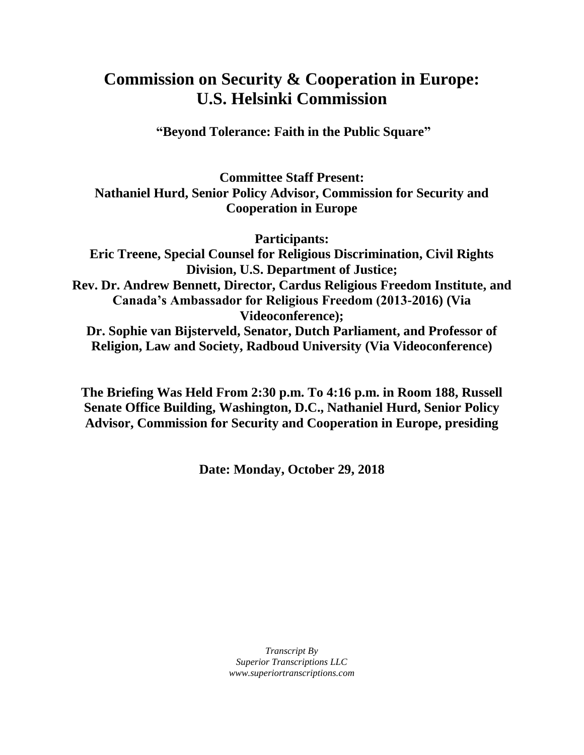# Commission on Security & Cooperation in Europe: U.S. Helsinki Commission

**"Beyond Tolerance: Faith in the Public Square"**

**Committee Staff Present:**
**Nathaniel Hurd, Senior Policy Advisor, Commission for Security and Cooperation in Europe**

**Participants:**
**Eric Treene, Special Counsel for Religious Discrimination, Civil Rights Division, U.S. Department of Justice;**
**Rev. Dr. Andrew Bennett, Director, Cardus Religious Freedom Institute, and Canada's Ambassador for Religious Freedom (2013-2016) (Via Videoconference);**
**Dr. Sophie van Bijsterveld, Senator, Dutch Parliament, and Professor of Religion, Law and Society, Radboud University (Via Videoconference)**

**The Briefing Was Held From 2:30 p.m. To 4:16 p.m. in Room 188, Russell Senate Office Building, Washington, D.C., Nathaniel Hurd, Senior Policy Advisor, Commission for Security and Cooperation in Europe, presiding**

**Date: Monday, October 29, 2018**

*Transcript By*
*Superior Transcriptions LLC*
*www.superiortranscriptions.com*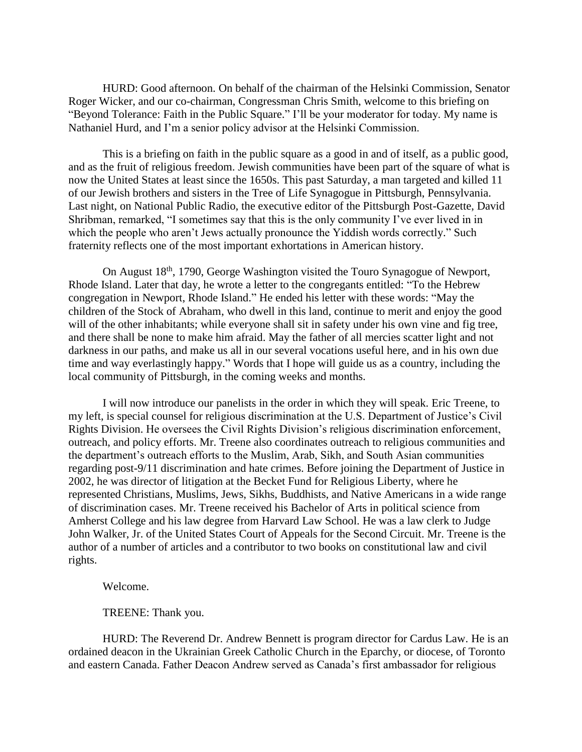HURD: Good afternoon. On behalf of the chairman of the Helsinki Commission, Senator Roger Wicker, and our co-chairman, Congressman Chris Smith, welcome to this briefing on "Beyond Tolerance: Faith in the Public Square." I'll be your moderator for today. My name is Nathaniel Hurd, and I'm a senior policy advisor at the Helsinki Commission.

This is a briefing on faith in the public square as a good in and of itself, as a public good, and as the fruit of religious freedom. Jewish communities have been part of the square of what is now the United States at least since the 1650s. This past Saturday, a man targeted and killed 11 of our Jewish brothers and sisters in the Tree of Life Synagogue in Pittsburgh, Pennsylvania. Last night, on National Public Radio, the executive editor of the Pittsburgh Post-Gazette, David Shribman, remarked, "I sometimes say that this is the only community I've ever lived in in which the people who aren't Jews actually pronounce the Yiddish words correctly." Such fraternity reflects one of the most important exhortations in American history.

On August 18th, 1790, George Washington visited the Touro Synagogue of Newport, Rhode Island. Later that day, he wrote a letter to the congregants entitled: "To the Hebrew congregation in Newport, Rhode Island." He ended his letter with these words: "May the children of the Stock of Abraham, who dwell in this land, continue to merit and enjoy the good will of the other inhabitants; while everyone shall sit in safety under his own vine and fig tree, and there shall be none to make him afraid. May the father of all mercies scatter light and not darkness in our paths, and make us all in our several vocations useful here, and in his own due time and way everlastingly happy." Words that I hope will guide us as a country, including the local community of Pittsburgh, in the coming weeks and months.

I will now introduce our panelists in the order in which they will speak. Eric Treene, to my left, is special counsel for religious discrimination at the U.S. Department of Justice's Civil Rights Division. He oversees the Civil Rights Division's religious discrimination enforcement, outreach, and policy efforts. Mr. Treene also coordinates outreach to religious communities and the department's outreach efforts to the Muslim, Arab, Sikh, and South Asian communities regarding post-9/11 discrimination and hate crimes. Before joining the Department of Justice in 2002, he was director of litigation at the Becket Fund for Religious Liberty, where he represented Christians, Muslims, Jews, Sikhs, Buddhists, and Native Americans in a wide range of discrimination cases. Mr. Treene received his Bachelor of Arts in political science from Amherst College and his law degree from Harvard Law School. He was a law clerk to Judge John Walker, Jr. of the United States Court of Appeals for the Second Circuit. Mr. Treene is the author of a number of articles and a contributor to two books on constitutional law and civil rights.

Welcome.

TREENE: Thank you.

HURD: The Reverend Dr. Andrew Bennett is program director for Cardus Law. He is an ordained deacon in the Ukrainian Greek Catholic Church in the Eparchy, or diocese, of Toronto and eastern Canada. Father Deacon Andrew served as Canada's first ambassador for religious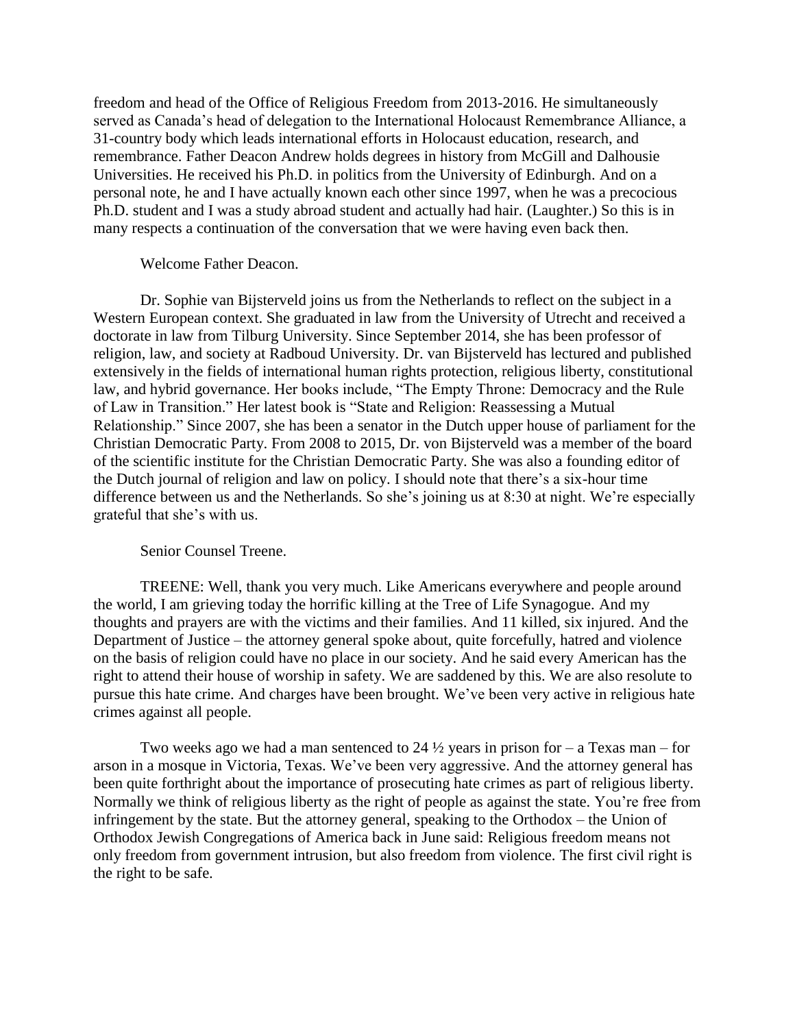freedom and head of the Office of Religious Freedom from 2013-2016. He simultaneously served as Canada's head of delegation to the International Holocaust Remembrance Alliance, a 31-country body which leads international efforts in Holocaust education, research, and remembrance. Father Deacon Andrew holds degrees in history from McGill and Dalhousie Universities. He received his Ph.D. in politics from the University of Edinburgh. And on a personal note, he and I have actually known each other since 1997, when he was a precocious Ph.D. student and I was a study abroad student and actually had hair. (Laughter.) So this is in many respects a continuation of the conversation that we were having even back then.

Welcome Father Deacon.

Dr. Sophie van Bijsterveld joins us from the Netherlands to reflect on the subject in a Western European context. She graduated in law from the University of Utrecht and received a doctorate in law from Tilburg University. Since September 2014, she has been professor of religion, law, and society at Radboud University. Dr. van Bijsterveld has lectured and published extensively in the fields of international human rights protection, religious liberty, constitutional law, and hybrid governance. Her books include, "The Empty Throne: Democracy and the Rule of Law in Transition." Her latest book is "State and Religion: Reassessing a Mutual Relationship." Since 2007, she has been a senator in the Dutch upper house of parliament for the Christian Democratic Party. From 2008 to 2015, Dr. von Bijsterveld was a member of the board of the scientific institute for the Christian Democratic Party. She was also a founding editor of the Dutch journal of religion and law on policy. I should note that there's a six-hour time difference between us and the Netherlands. So she's joining us at 8:30 at night. We're especially grateful that she's with us.

Senior Counsel Treene.

TREENE: Well, thank you very much. Like Americans everywhere and people around the world, I am grieving today the horrific killing at the Tree of Life Synagogue. And my thoughts and prayers are with the victims and their families. And 11 killed, six injured. And the Department of Justice – the attorney general spoke about, quite forcefully, hatred and violence on the basis of religion could have no place in our society. And he said every American has the right to attend their house of worship in safety. We are saddened by this. We are also resolute to pursue this hate crime. And charges have been brought. We've been very active in religious hate crimes against all people.

Two weeks ago we had a man sentenced to 24 ½ years in prison for – a Texas man – for arson in a mosque in Victoria, Texas. We've been very aggressive. And the attorney general has been quite forthright about the importance of prosecuting hate crimes as part of religious liberty. Normally we think of religious liberty as the right of people as against the state. You're free from infringement by the state. But the attorney general, speaking to the Orthodox – the Union of Orthodox Jewish Congregations of America back in June said: Religious freedom means not only freedom from government intrusion, but also freedom from violence. The first civil right is the right to be safe.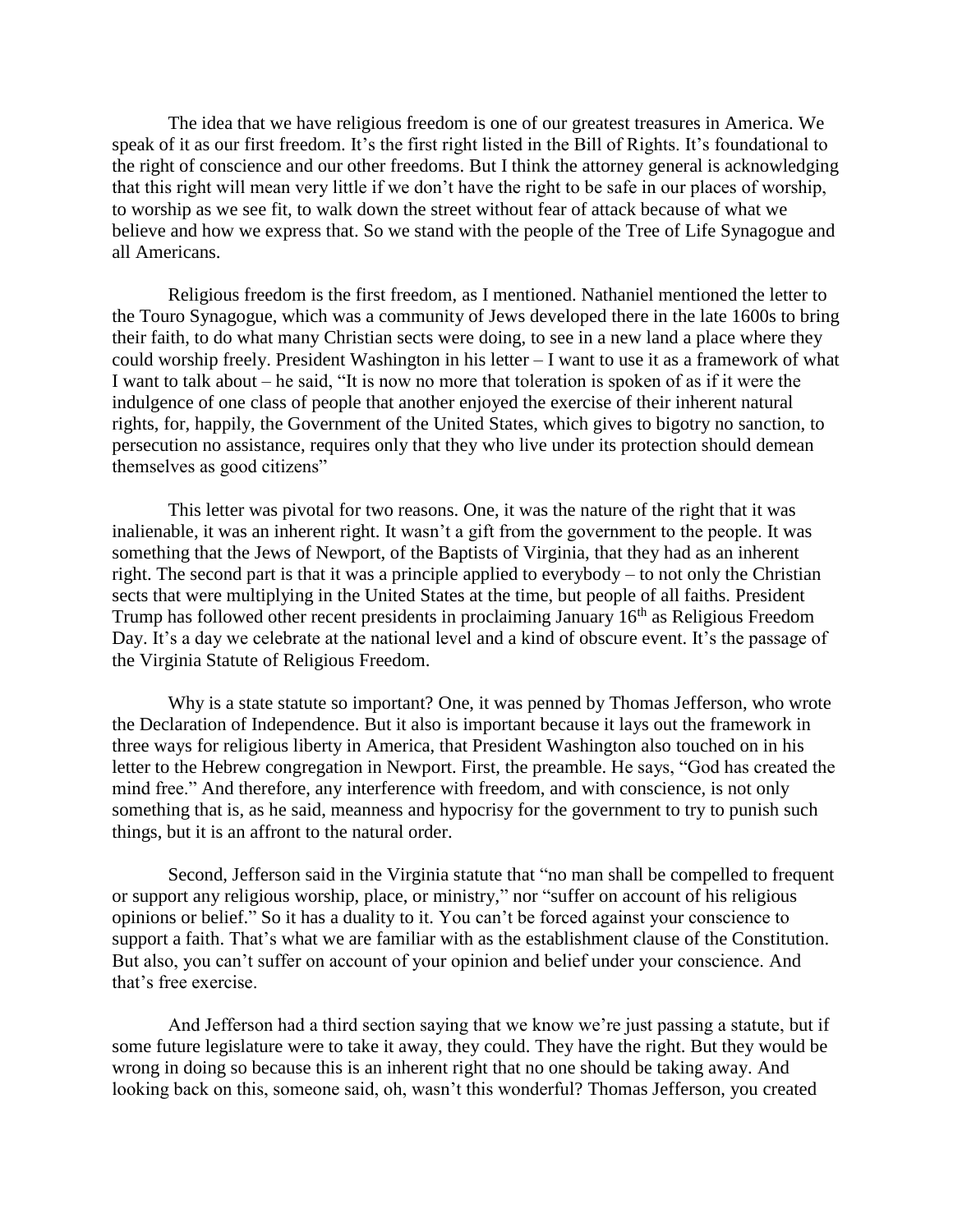The idea that we have religious freedom is one of our greatest treasures in America. We speak of it as our first freedom. It's the first right listed in the Bill of Rights. It's foundational to the right of conscience and our other freedoms. But I think the attorney general is acknowledging that this right will mean very little if we don't have the right to be safe in our places of worship, to worship as we see fit, to walk down the street without fear of attack because of what we believe and how we express that. So we stand with the people of the Tree of Life Synagogue and all Americans.

Religious freedom is the first freedom, as I mentioned. Nathaniel mentioned the letter to the Touro Synagogue, which was a community of Jews developed there in the late 1600s to bring their faith, to do what many Christian sects were doing, to see in a new land a place where they could worship freely. President Washington in his letter – I want to use it as a framework of what I want to talk about – he said, "It is now no more that toleration is spoken of as if it were the indulgence of one class of people that another enjoyed the exercise of their inherent natural rights, for, happily, the Government of the United States, which gives to bigotry no sanction, to persecution no assistance, requires only that they who live under its protection should demean themselves as good citizens"

This letter was pivotal for two reasons. One, it was the nature of the right that it was inalienable, it was an inherent right. It wasn't a gift from the government to the people. It was something that the Jews of Newport, of the Baptists of Virginia, that they had as an inherent right. The second part is that it was a principle applied to everybody – to not only the Christian sects that were multiplying in the United States at the time, but people of all faiths. President Trump has followed other recent presidents in proclaiming January 16th as Religious Freedom Day. It's a day we celebrate at the national level and a kind of obscure event. It's the passage of the Virginia Statute of Religious Freedom.

Why is a state statute so important? One, it was penned by Thomas Jefferson, who wrote the Declaration of Independence. But it also is important because it lays out the framework in three ways for religious liberty in America, that President Washington also touched on in his letter to the Hebrew congregation in Newport. First, the preamble. He says, "God has created the mind free." And therefore, any interference with freedom, and with conscience, is not only something that is, as he said, meanness and hypocrisy for the government to try to punish such things, but it is an affront to the natural order.

Second, Jefferson said in the Virginia statute that "no man shall be compelled to frequent or support any religious worship, place, or ministry," nor "suffer on account of his religious opinions or belief." So it has a duality to it. You can't be forced against your conscience to support a faith. That's what we are familiar with as the establishment clause of the Constitution. But also, you can't suffer on account of your opinion and belief under your conscience. And that's free exercise.

And Jefferson had a third section saying that we know we're just passing a statute, but if some future legislature were to take it away, they could. They have the right. But they would be wrong in doing so because this is an inherent right that no one should be taking away. And looking back on this, someone said, oh, wasn't this wonderful? Thomas Jefferson, you created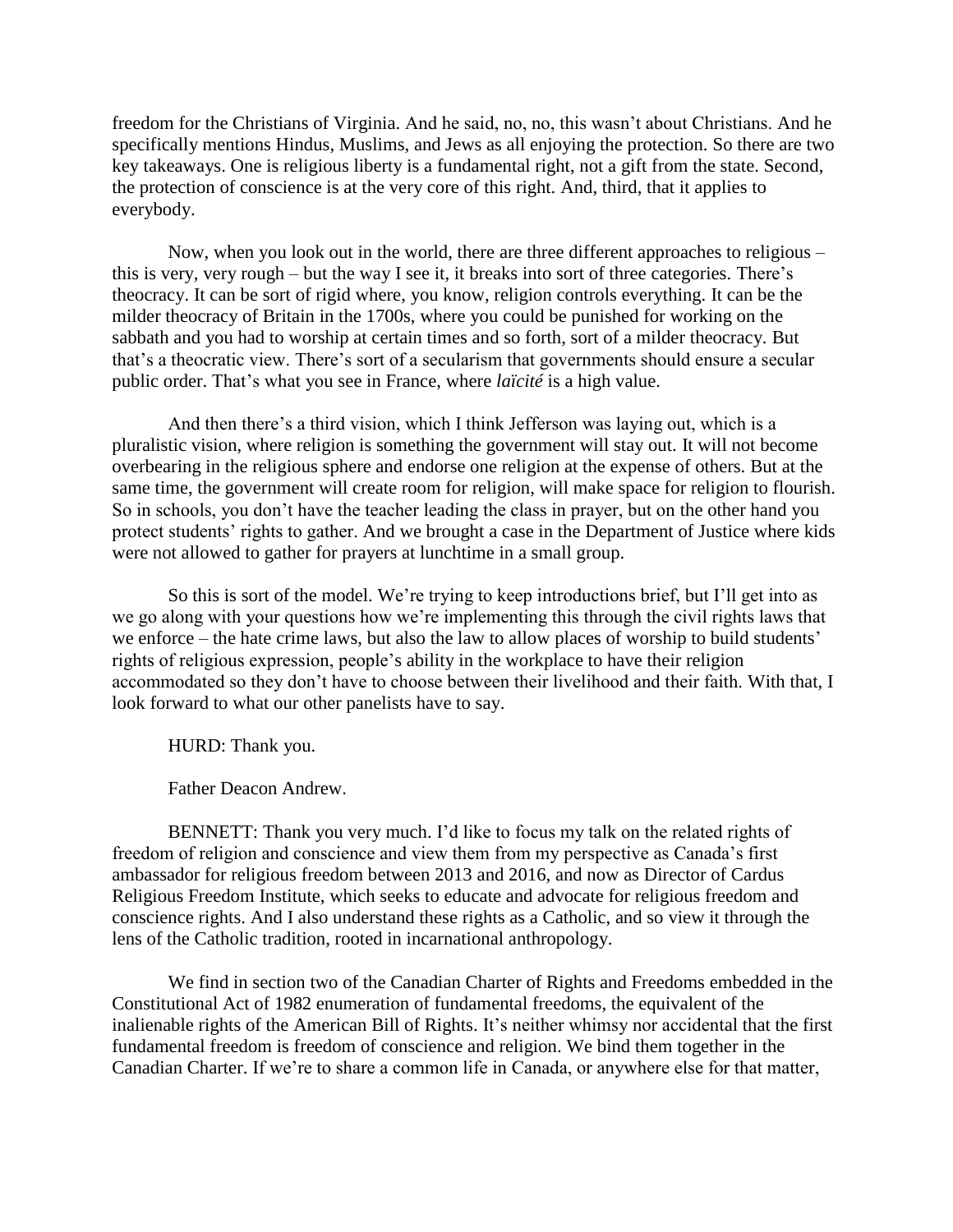freedom for the Christians of Virginia. And he said, no, no, this wasn't about Christians. And he specifically mentions Hindus, Muslims, and Jews as all enjoying the protection. So there are two key takeaways. One is religious liberty is a fundamental right, not a gift from the state. Second, the protection of conscience is at the very core of this right. And, third, that it applies to everybody.

Now, when you look out in the world, there are three different approaches to religious – this is very, very rough – but the way I see it, it breaks into sort of three categories. There's theocracy. It can be sort of rigid where, you know, religion controls everything. It can be the milder theocracy of Britain in the 1700s, where you could be punished for working on the sabbath and you had to worship at certain times and so forth, sort of a milder theocracy. But that's a theocratic view. There's sort of a secularism that governments should ensure a secular public order. That's what you see in France, where *laïcité* is a high value.

And then there's a third vision, which I think Jefferson was laying out, which is a pluralistic vision, where religion is something the government will stay out. It will not become overbearing in the religious sphere and endorse one religion at the expense of others. But at the same time, the government will create room for religion, will make space for religion to flourish. So in schools, you don't have the teacher leading the class in prayer, but on the other hand you protect students' rights to gather. And we brought a case in the Department of Justice where kids were not allowed to gather for prayers at lunchtime in a small group.

So this is sort of the model. We're trying to keep introductions brief, but I'll get into as we go along with your questions how we're implementing this through the civil rights laws that we enforce – the hate crime laws, but also the law to allow places of worship to build students' rights of religious expression, people's ability in the workplace to have their religion accommodated so they don't have to choose between their livelihood and their faith. With that, I look forward to what our other panelists have to say.

HURD: Thank you.

Father Deacon Andrew.

BENNETT: Thank you very much. I'd like to focus my talk on the related rights of freedom of religion and conscience and view them from my perspective as Canada's first ambassador for religious freedom between 2013 and 2016, and now as Director of Cardus Religious Freedom Institute, which seeks to educate and advocate for religious freedom and conscience rights. And I also understand these rights as a Catholic, and so view it through the lens of the Catholic tradition, rooted in incarnational anthropology.

We find in section two of the Canadian Charter of Rights and Freedoms embedded in the Constitutional Act of 1982 enumeration of fundamental freedoms, the equivalent of the inalienable rights of the American Bill of Rights. It's neither whimsy nor accidental that the first fundamental freedom is freedom of conscience and religion. We bind them together in the Canadian Charter. If we're to share a common life in Canada, or anywhere else for that matter,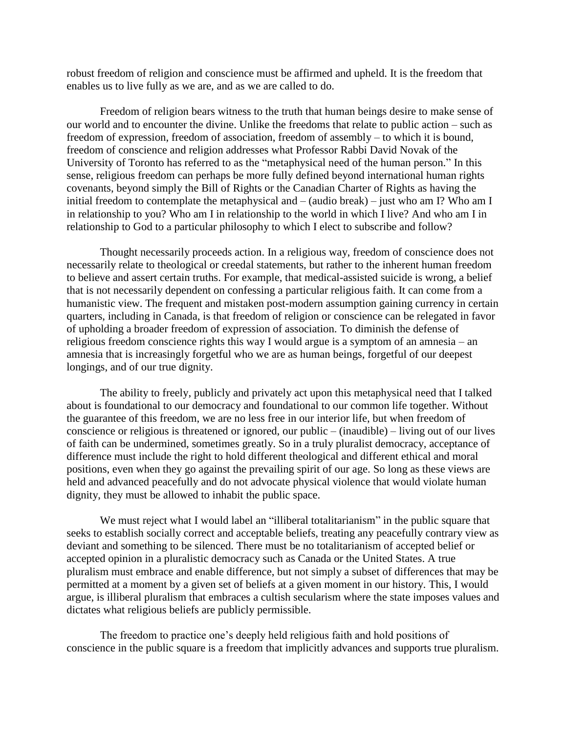robust freedom of religion and conscience must be affirmed and upheld. It is the freedom that enables us to live fully as we are, and as we are called to do.

Freedom of religion bears witness to the truth that human beings desire to make sense of our world and to encounter the divine. Unlike the freedoms that relate to public action – such as freedom of expression, freedom of association, freedom of assembly – to which it is bound, freedom of conscience and religion addresses what Professor Rabbi David Novak of the University of Toronto has referred to as the "metaphysical need of the human person." In this sense, religious freedom can perhaps be more fully defined beyond international human rights covenants, beyond simply the Bill of Rights or the Canadian Charter of Rights as having the initial freedom to contemplate the metaphysical and – (audio break) – just who am I? Who am I in relationship to you? Who am I in relationship to the world in which I live? And who am I in relationship to God to a particular philosophy to which I elect to subscribe and follow?

Thought necessarily proceeds action. In a religious way, freedom of conscience does not necessarily relate to theological or creedal statements, but rather to the inherent human freedom to believe and assert certain truths. For example, that medical-assisted suicide is wrong, a belief that is not necessarily dependent on confessing a particular religious faith. It can come from a humanistic view. The frequent and mistaken post-modern assumption gaining currency in certain quarters, including in Canada, is that freedom of religion or conscience can be relegated in favor of upholding a broader freedom of expression of association. To diminish the defense of religious freedom conscience rights this way I would argue is a symptom of an amnesia – an amnesia that is increasingly forgetful who we are as human beings, forgetful of our deepest longings, and of our true dignity.

The ability to freely, publicly and privately act upon this metaphysical need that I talked about is foundational to our democracy and foundational to our common life together. Without the guarantee of this freedom, we are no less free in our interior life, but when freedom of conscience or religious is threatened or ignored, our public – (inaudible) – living out of our lives of faith can be undermined, sometimes greatly. So in a truly pluralist democracy, acceptance of difference must include the right to hold different theological and different ethical and moral positions, even when they go against the prevailing spirit of our age. So long as these views are held and advanced peacefully and do not advocate physical violence that would violate human dignity, they must be allowed to inhabit the public space.

We must reject what I would label an "illiberal totalitarianism" in the public square that seeks to establish socially correct and acceptable beliefs, treating any peacefully contrary view as deviant and something to be silenced. There must be no totalitarianism of accepted belief or accepted opinion in a pluralistic democracy such as Canada or the United States. A true pluralism must embrace and enable difference, but not simply a subset of differences that may be permitted at a moment by a given set of beliefs at a given moment in our history. This, I would argue, is illiberal pluralism that embraces a cultish secularism where the state imposes values and dictates what religious beliefs are publicly permissible.

The freedom to practice one's deeply held religious faith and hold positions of conscience in the public square is a freedom that implicitly advances and supports true pluralism.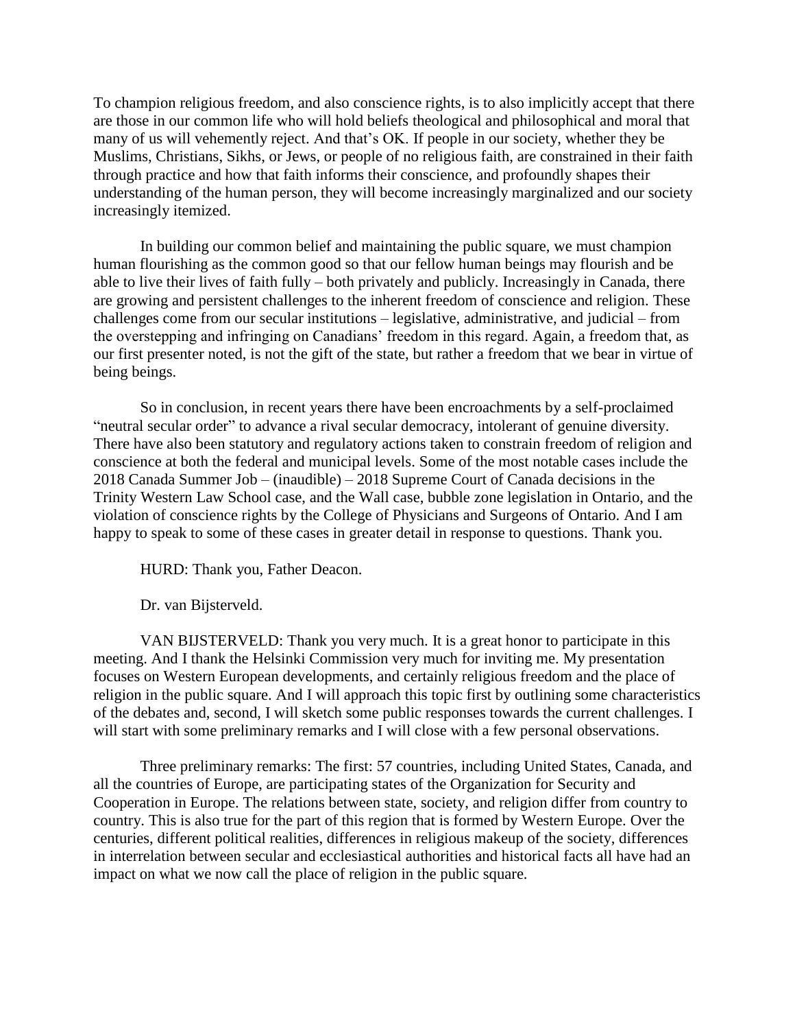To champion religious freedom, and also conscience rights, is to also implicitly accept that there are those in our common life who will hold beliefs theological and philosophical and moral that many of us will vehemently reject. And that's OK. If people in our society, whether they be Muslims, Christians, Sikhs, or Jews, or people of no religious faith, are constrained in their faith through practice and how that faith informs their conscience, and profoundly shapes their understanding of the human person, they will become increasingly marginalized and our society increasingly itemized.

In building our common belief and maintaining the public square, we must champion human flourishing as the common good so that our fellow human beings may flourish and be able to live their lives of faith fully – both privately and publicly. Increasingly in Canada, there are growing and persistent challenges to the inherent freedom of conscience and religion. These challenges come from our secular institutions – legislative, administrative, and judicial – from the overstepping and infringing on Canadians' freedom in this regard. Again, a freedom that, as our first presenter noted, is not the gift of the state, but rather a freedom that we bear in virtue of being beings.

So in conclusion, in recent years there have been encroachments by a self-proclaimed "neutral secular order" to advance a rival secular democracy, intolerant of genuine diversity. There have also been statutory and regulatory actions taken to constrain freedom of religion and conscience at both the federal and municipal levels. Some of the most notable cases include the 2018 Canada Summer Job – (inaudible) – 2018 Supreme Court of Canada decisions in the Trinity Western Law School case, and the Wall case, bubble zone legislation in Ontario, and the violation of conscience rights by the College of Physicians and Surgeons of Ontario. And I am happy to speak to some of these cases in greater detail in response to questions. Thank you.

HURD: Thank you, Father Deacon.

Dr. van Bijsterveld.

VAN BIJSTERVELD: Thank you very much. It is a great honor to participate in this meeting. And I thank the Helsinki Commission very much for inviting me. My presentation focuses on Western European developments, and certainly religious freedom and the place of religion in the public square. And I will approach this topic first by outlining some characteristics of the debates and, second, I will sketch some public responses towards the current challenges. I will start with some preliminary remarks and I will close with a few personal observations.

Three preliminary remarks: The first: 57 countries, including United States, Canada, and all the countries of Europe, are participating states of the Organization for Security and Cooperation in Europe. The relations between state, society, and religion differ from country to country. This is also true for the part of this region that is formed by Western Europe. Over the centuries, different political realities, differences in religious makeup of the society, differences in interrelation between secular and ecclesiastical authorities and historical facts all have had an impact on what we now call the place of religion in the public square.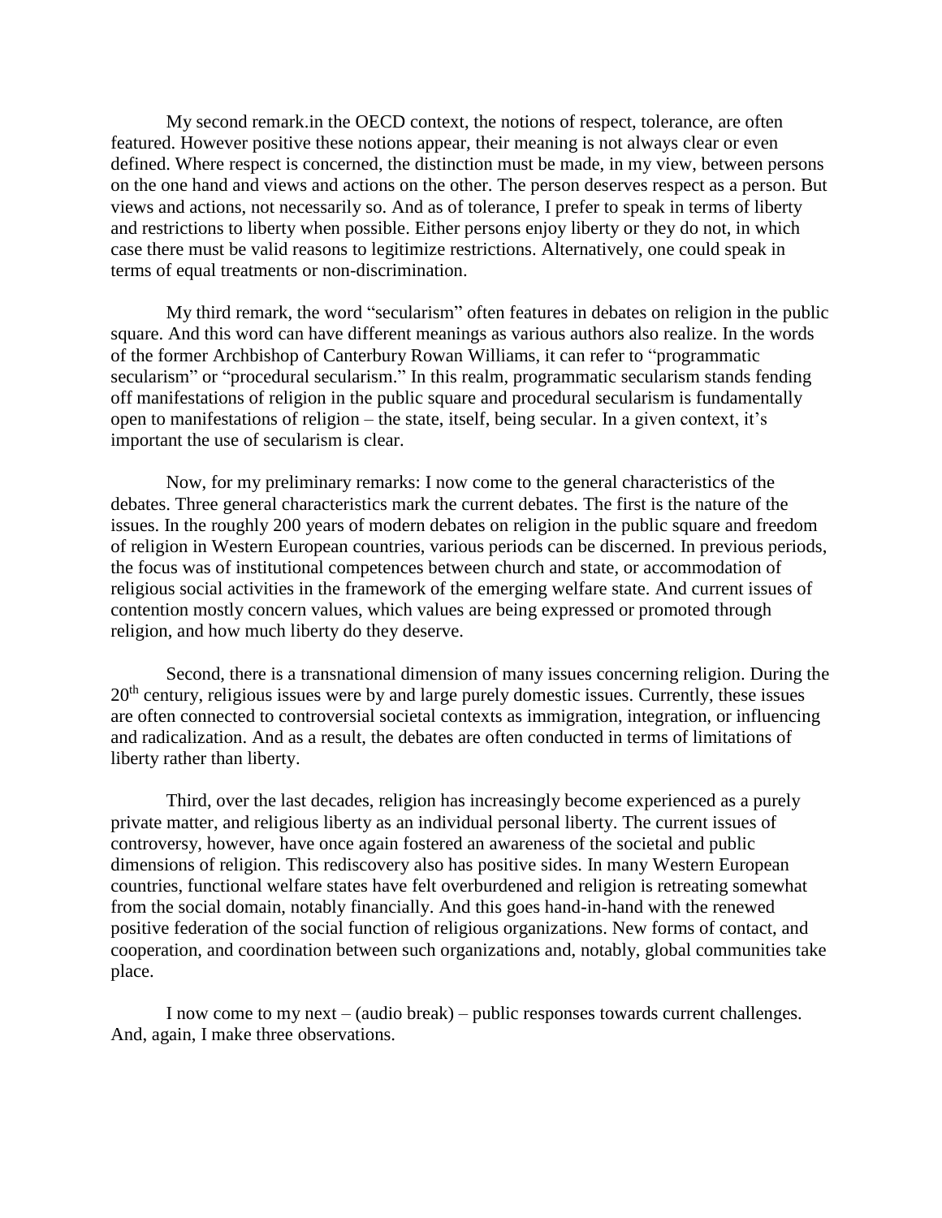My second remark.in the OECD context, the notions of respect, tolerance, are often featured. However positive these notions appear, their meaning is not always clear or even defined. Where respect is concerned, the distinction must be made, in my view, between persons on the one hand and views and actions on the other. The person deserves respect as a person. But views and actions, not necessarily so. And as of tolerance, I prefer to speak in terms of liberty and restrictions to liberty when possible. Either persons enjoy liberty or they do not, in which case there must be valid reasons to legitimize restrictions. Alternatively, one could speak in terms of equal treatments or non-discrimination.

My third remark, the word "secularism" often features in debates on religion in the public square. And this word can have different meanings as various authors also realize. In the words of the former Archbishop of Canterbury Rowan Williams, it can refer to "programmatic secularism" or "procedural secularism." In this realm, programmatic secularism stands fending off manifestations of religion in the public square and procedural secularism is fundamentally open to manifestations of religion – the state, itself, being secular. In a given context, it's important the use of secularism is clear.

Now, for my preliminary remarks: I now come to the general characteristics of the debates. Three general characteristics mark the current debates. The first is the nature of the issues. In the roughly 200 years of modern debates on religion in the public square and freedom of religion in Western European countries, various periods can be discerned. In previous periods, the focus was of institutional competences between church and state, or accommodation of religious social activities in the framework of the emerging welfare state. And current issues of contention mostly concern values, which values are being expressed or promoted through religion, and how much liberty do they deserve.

Second, there is a transnational dimension of many issues concerning religion. During the 20th century, religious issues were by and large purely domestic issues. Currently, these issues are often connected to controversial societal contexts as immigration, integration, or influencing and radicalization. And as a result, the debates are often conducted in terms of limitations of liberty rather than liberty.

Third, over the last decades, religion has increasingly become experienced as a purely private matter, and religious liberty as an individual personal liberty. The current issues of controversy, however, have once again fostered an awareness of the societal and public dimensions of religion. This rediscovery also has positive sides. In many Western European countries, functional welfare states have felt overburdened and religion is retreating somewhat from the social domain, notably financially. And this goes hand-in-hand with the renewed positive federation of the social function of religious organizations. New forms of contact, and cooperation, and coordination between such organizations and, notably, global communities take place.

I now come to my next – (audio break) – public responses towards current challenges. And, again, I make three observations.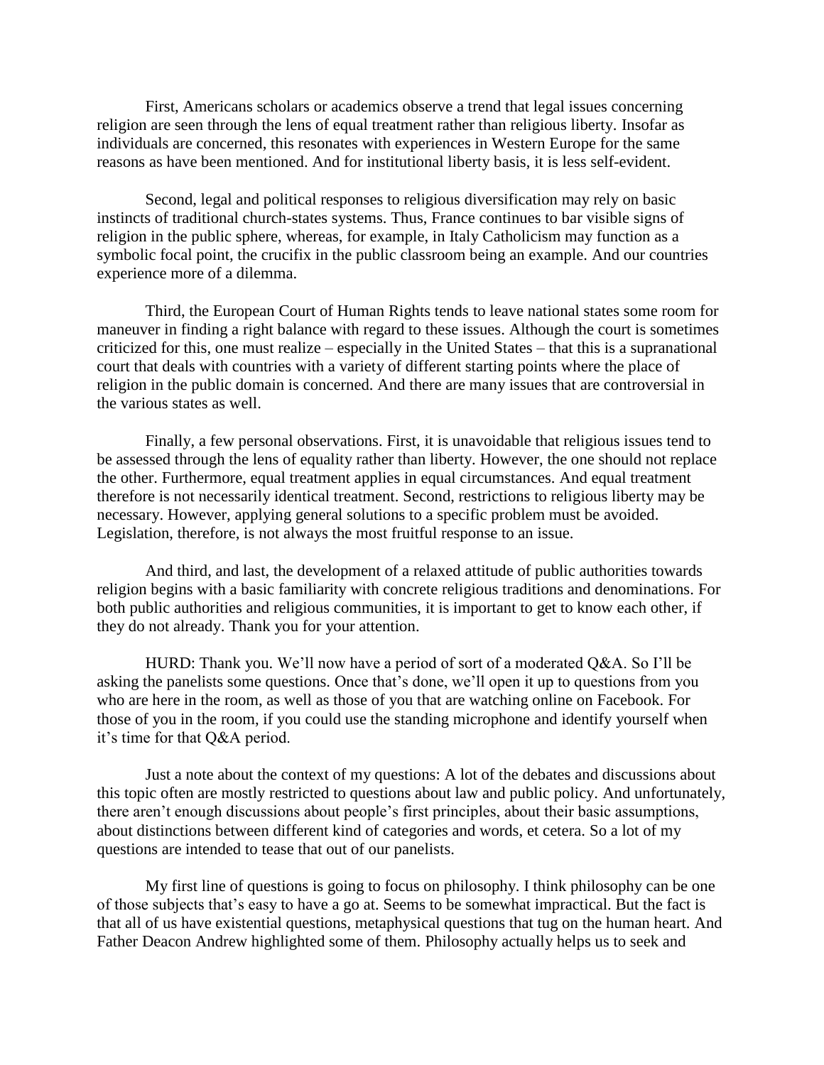First, Americans scholars or academics observe a trend that legal issues concerning religion are seen through the lens of equal treatment rather than religious liberty. Insofar as individuals are concerned, this resonates with experiences in Western Europe for the same reasons as have been mentioned. And for institutional liberty basis, it is less self-evident.

Second, legal and political responses to religious diversification may rely on basic instincts of traditional church-states systems. Thus, France continues to bar visible signs of religion in the public sphere, whereas, for example, in Italy Catholicism may function as a symbolic focal point, the crucifix in the public classroom being an example. And our countries experience more of a dilemma.

Third, the European Court of Human Rights tends to leave national states some room for maneuver in finding a right balance with regard to these issues. Although the court is sometimes criticized for this, one must realize – especially in the United States – that this is a supranational court that deals with countries with a variety of different starting points where the place of religion in the public domain is concerned. And there are many issues that are controversial in the various states as well.

Finally, a few personal observations. First, it is unavoidable that religious issues tend to be assessed through the lens of equality rather than liberty. However, the one should not replace the other. Furthermore, equal treatment applies in equal circumstances. And equal treatment therefore is not necessarily identical treatment. Second, restrictions to religious liberty may be necessary. However, applying general solutions to a specific problem must be avoided. Legislation, therefore, is not always the most fruitful response to an issue.

And third, and last, the development of a relaxed attitude of public authorities towards religion begins with a basic familiarity with concrete religious traditions and denominations. For both public authorities and religious communities, it is important to get to know each other, if they do not already. Thank you for your attention.

HURD: Thank you. We'll now have a period of sort of a moderated Q&A. So I'll be asking the panelists some questions. Once that's done, we'll open it up to questions from you who are here in the room, as well as those of you that are watching online on Facebook. For those of you in the room, if you could use the standing microphone and identify yourself when it's time for that Q&A period.

Just a note about the context of my questions: A lot of the debates and discussions about this topic often are mostly restricted to questions about law and public policy. And unfortunately, there aren't enough discussions about people's first principles, about their basic assumptions, about distinctions between different kind of categories and words, et cetera. So a lot of my questions are intended to tease that out of our panelists.

My first line of questions is going to focus on philosophy. I think philosophy can be one of those subjects that's easy to have a go at. Seems to be somewhat impractical. But the fact is that all of us have existential questions, metaphysical questions that tug on the human heart. And Father Deacon Andrew highlighted some of them. Philosophy actually helps us to seek and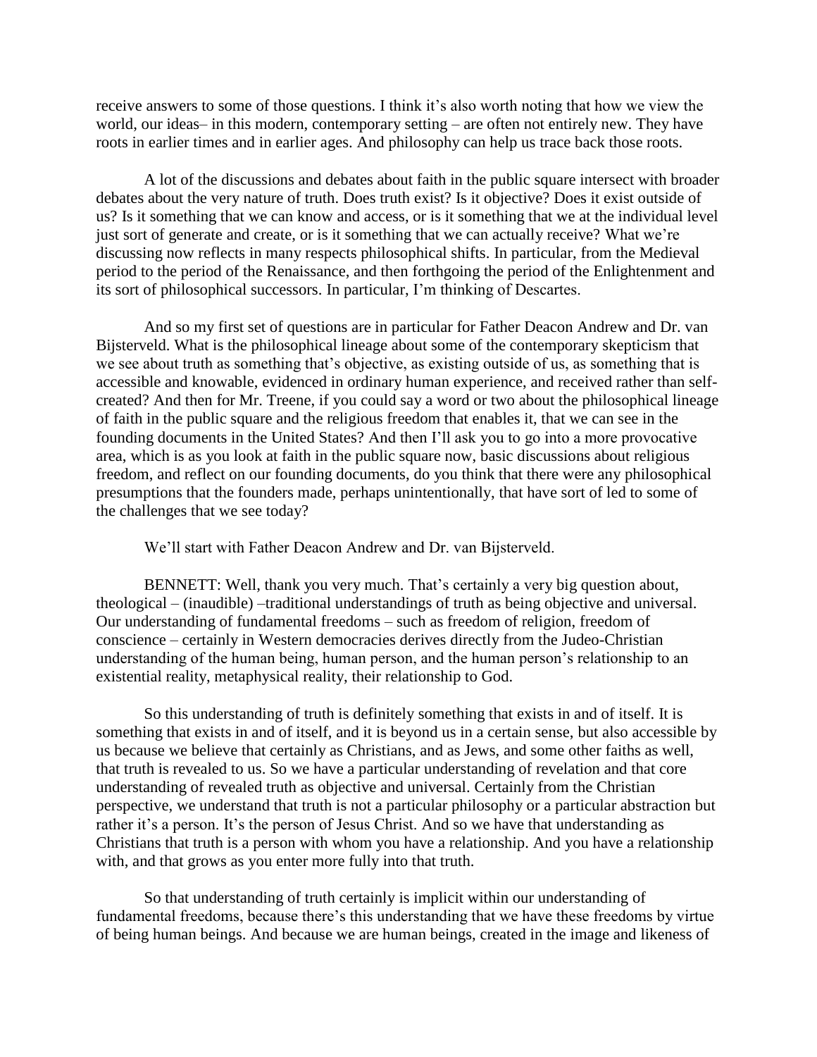receive answers to some of those questions. I think it's also worth noting that how we view the world, our ideas– in this modern, contemporary setting – are often not entirely new. They have roots in earlier times and in earlier ages. And philosophy can help us trace back those roots.

A lot of the discussions and debates about faith in the public square intersect with broader debates about the very nature of truth. Does truth exist? Is it objective? Does it exist outside of us? Is it something that we can know and access, or is it something that we at the individual level just sort of generate and create, or is it something that we can actually receive? What we're discussing now reflects in many respects philosophical shifts. In particular, from the Medieval period to the period of the Renaissance, and then forthgoing the period of the Enlightenment and its sort of philosophical successors. In particular, I'm thinking of Descartes.

And so my first set of questions are in particular for Father Deacon Andrew and Dr. van Bijsterveld. What is the philosophical lineage about some of the contemporary skepticism that we see about truth as something that's objective, as existing outside of us, as something that is accessible and knowable, evidenced in ordinary human experience, and received rather than self-created? And then for Mr. Treene, if you could say a word or two about the philosophical lineage of faith in the public square and the religious freedom that enables it, that we can see in the founding documents in the United States? And then I'll ask you to go into a more provocative area, which is as you look at faith in the public square now, basic discussions about religious freedom, and reflect on our founding documents, do you think that there were any philosophical presumptions that the founders made, perhaps unintentionally, that have sort of led to some of the challenges that we see today?

We'll start with Father Deacon Andrew and Dr. van Bijsterveld.

BENNETT: Well, thank you very much. That's certainly a very big question about, theological – (inaudible) –traditional understandings of truth as being objective and universal. Our understanding of fundamental freedoms – such as freedom of religion, freedom of conscience – certainly in Western democracies derives directly from the Judeo-Christian understanding of the human being, human person, and the human person's relationship to an existential reality, metaphysical reality, their relationship to God.

So this understanding of truth is definitely something that exists in and of itself. It is something that exists in and of itself, and it is beyond us in a certain sense, but also accessible by us because we believe that certainly as Christians, and as Jews, and some other faiths as well, that truth is revealed to us. So we have a particular understanding of revelation and that core understanding of revealed truth as objective and universal. Certainly from the Christian perspective, we understand that truth is not a particular philosophy or a particular abstraction but rather it's a person. It's the person of Jesus Christ. And so we have that understanding as Christians that truth is a person with whom you have a relationship. And you have a relationship with, and that grows as you enter more fully into that truth.

So that understanding of truth certainly is implicit within our understanding of fundamental freedoms, because there's this understanding that we have these freedoms by virtue of being human beings. And because we are human beings, created in the image and likeness of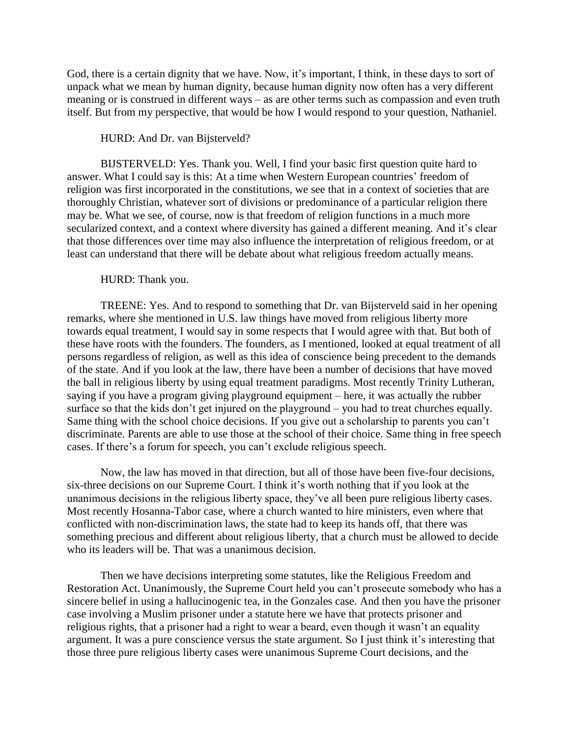God, there is a certain dignity that we have. Now, it's important, I think, in these days to sort of unpack what we mean by human dignity, because human dignity now often has a very different meaning or is construed in different ways – as are other terms such as compassion and even truth itself. But from my perspective, that would be how I would respond to your question, Nathaniel.

HURD: And Dr. van Bijsterveld?

BIJSTERVELD: Yes. Thank you. Well, I find your basic first question quite hard to answer. What I could say is this: At a time when Western European countries' freedom of religion was first incorporated in the constitutions, we see that in a context of societies that are thoroughly Christian, whatever sort of divisions or predominance of a particular religion there may be. What we see, of course, now is that freedom of religion functions in a much more secularized context, and a context where diversity has gained a different meaning. And it's clear that those differences over time may also influence the interpretation of religious freedom, or at least can understand that there will be debate about what religious freedom actually means.

HURD: Thank you.

TREENE: Yes. And to respond to something that Dr. van Bijsterveld said in her opening remarks, where she mentioned in U.S. law things have moved from religious liberty more towards equal treatment, I would say in some respects that I would agree with that. But both of these have roots with the founders. The founders, as I mentioned, looked at equal treatment of all persons regardless of religion, as well as this idea of conscience being precedent to the demands of the state. And if you look at the law, there have been a number of decisions that have moved the ball in religious liberty by using equal treatment paradigms. Most recently Trinity Lutheran, saying if you have a program giving playground equipment – here, it was actually the rubber surface so that the kids don't get injured on the playground – you had to treat churches equally. Same thing with the school choice decisions. If you give out a scholarship to parents you can't discriminate. Parents are able to use those at the school of their choice. Same thing in free speech cases. If there's a forum for speech, you can't exclude religious speech.

Now, the law has moved in that direction, but all of those have been five-four decisions, six-three decisions on our Supreme Court. I think it's worth nothing that if you look at the unanimous decisions in the religious liberty space, they've all been pure religious liberty cases. Most recently Hosanna-Tabor case, where a church wanted to hire ministers, even where that conflicted with non-discrimination laws, the state had to keep its hands off, that there was something precious and different about religious liberty, that a church must be allowed to decide who its leaders will be. That was a unanimous decision.

Then we have decisions interpreting some statutes, like the Religious Freedom and Restoration Act. Unanimously, the Supreme Court held you can't prosecute somebody who has a sincere belief in using a hallucinogenic tea, in the Gonzales case. And then you have the prisoner case involving a Muslim prisoner under a statute here we have that protects prisoner and religious rights, that a prisoner had a right to wear a beard, even though it wasn't an equality argument. It was a pure conscience versus the state argument. So I just think it's interesting that those three pure religious liberty cases were unanimous Supreme Court decisions, and the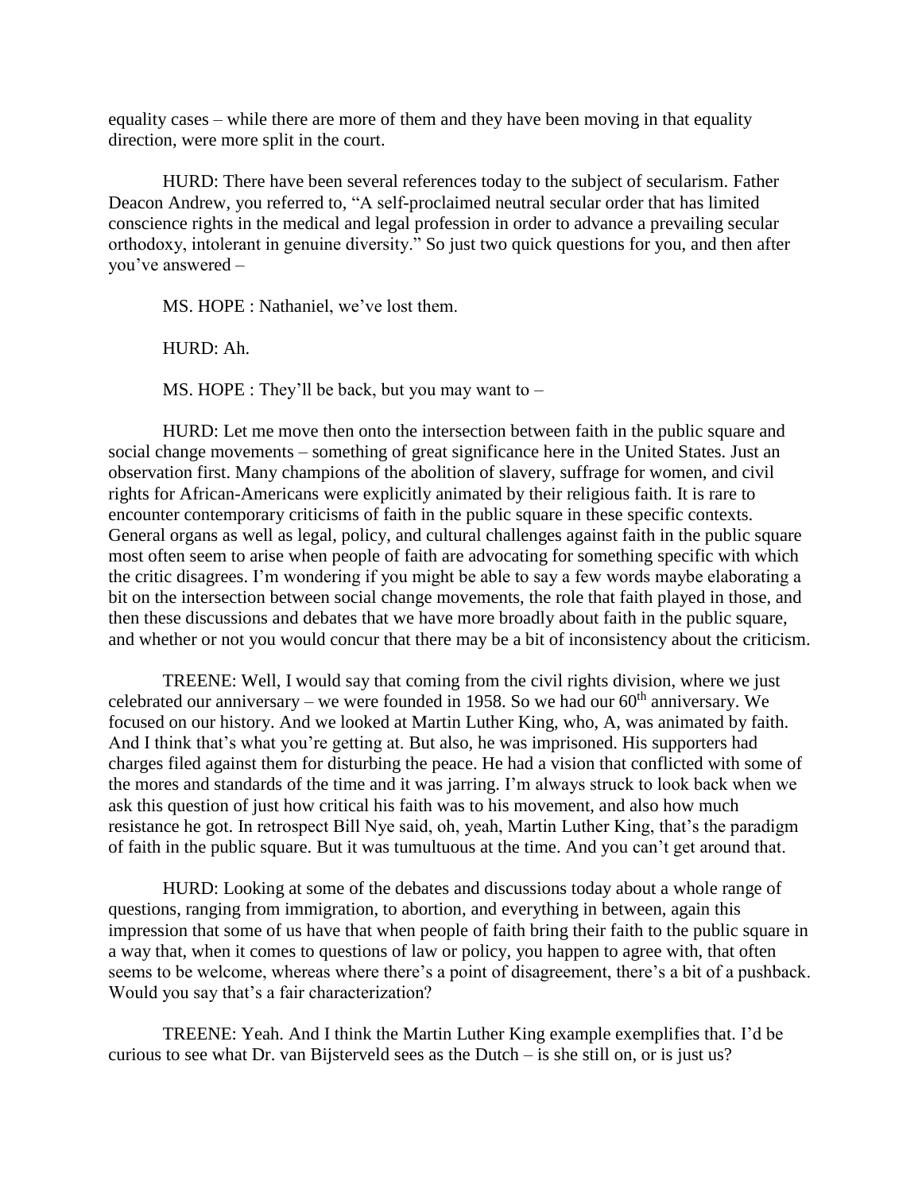equality cases – while there are more of them and they have been moving in that equality direction, were more split in the court.

HURD: There have been several references today to the subject of secularism. Father Deacon Andrew, you referred to, "A self-proclaimed neutral secular order that has limited conscience rights in the medical and legal profession in order to advance a prevailing secular orthodoxy, intolerant in genuine diversity." So just two quick questions for you, and then after you've answered –

MS. HOPE : Nathaniel, we've lost them.

HURD: Ah.

MS. HOPE : They'll be back, but you may want to –

HURD: Let me move then onto the intersection between faith in the public square and social change movements – something of great significance here in the United States. Just an observation first. Many champions of the abolition of slavery, suffrage for women, and civil rights for African-Americans were explicitly animated by their religious faith. It is rare to encounter contemporary criticisms of faith in the public square in these specific contexts. General organs as well as legal, policy, and cultural challenges against faith in the public square most often seem to arise when people of faith are advocating for something specific with which the critic disagrees. I'm wondering if you might be able to say a few words maybe elaborating a bit on the intersection between social change movements, the role that faith played in those, and then these discussions and debates that we have more broadly about faith in the public square, and whether or not you would concur that there may be a bit of inconsistency about the criticism.

TREENE: Well, I would say that coming from the civil rights division, where we just celebrated our anniversary – we were founded in 1958. So we had our 60th anniversary. We focused on our history. And we looked at Martin Luther King, who, A, was animated by faith. And I think that's what you're getting at. But also, he was imprisoned. His supporters had charges filed against them for disturbing the peace. He had a vision that conflicted with some of the mores and standards of the time and it was jarring. I'm always struck to look back when we ask this question of just how critical his faith was to his movement, and also how much resistance he got. In retrospect Bill Nye said, oh, yeah, Martin Luther King, that's the paradigm of faith in the public square. But it was tumultuous at the time. And you can't get around that.

HURD: Looking at some of the debates and discussions today about a whole range of questions, ranging from immigration, to abortion, and everything in between, again this impression that some of us have that when people of faith bring their faith to the public square in a way that, when it comes to questions of law or policy, you happen to agree with, that often seems to be welcome, whereas where there's a point of disagreement, there's a bit of a pushback. Would you say that's a fair characterization?

TREENE: Yeah. And I think the Martin Luther King example exemplifies that. I'd be curious to see what Dr. van Bijsterveld sees as the Dutch – is she still on, or is just us?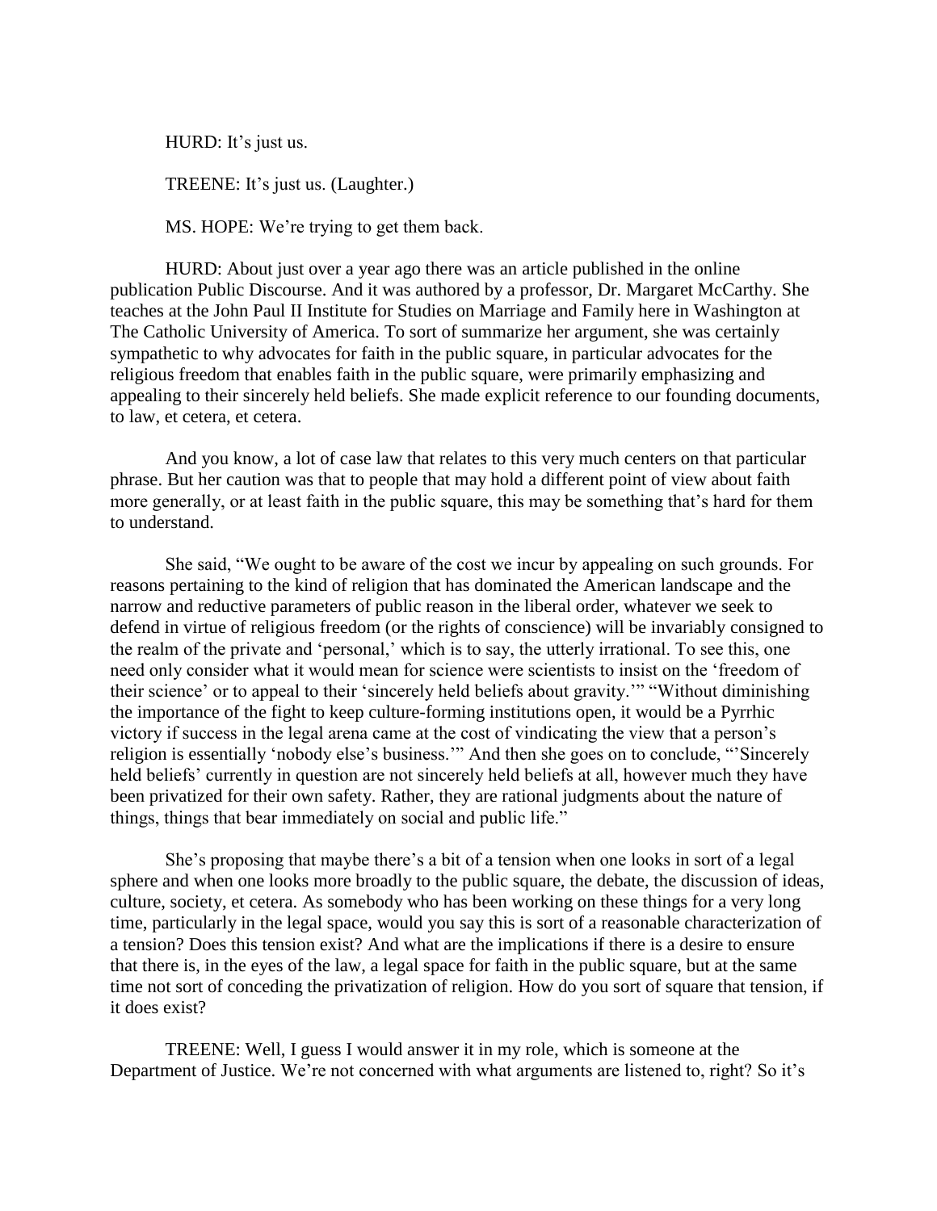HURD: It's just us.

TREENE: It's just us. (Laughter.)

MS. HOPE: We're trying to get them back.

HURD: About just over a year ago there was an article published in the online publication Public Discourse. And it was authored by a professor, Dr. Margaret McCarthy. She teaches at the John Paul II Institute for Studies on Marriage and Family here in Washington at The Catholic University of America. To sort of summarize her argument, she was certainly sympathetic to why advocates for faith in the public square, in particular advocates for the religious freedom that enables faith in the public square, were primarily emphasizing and appealing to their sincerely held beliefs. She made explicit reference to our founding documents, to law, et cetera, et cetera.

And you know, a lot of case law that relates to this very much centers on that particular phrase. But her caution was that to people that may hold a different point of view about faith more generally, or at least faith in the public square, this may be something that's hard for them to understand.

She said, "We ought to be aware of the cost we incur by appealing on such grounds. For reasons pertaining to the kind of religion that has dominated the American landscape and the narrow and reductive parameters of public reason in the liberal order, whatever we seek to defend in virtue of religious freedom (or the rights of conscience) will be invariably consigned to the realm of the private and 'personal,' which is to say, the utterly irrational. To see this, one need only consider what it would mean for science were scientists to insist on the 'freedom of their science' or to appeal to their 'sincerely held beliefs about gravity.'" "Without diminishing the importance of the fight to keep culture-forming institutions open, it would be a Pyrrhic victory if success in the legal arena came at the cost of vindicating the view that a person's religion is essentially 'nobody else's business.'" And then she goes on to conclude, "'Sincerely held beliefs' currently in question are not sincerely held beliefs at all, however much they have been privatized for their own safety. Rather, they are rational judgments about the nature of things, things that bear immediately on social and public life."

She's proposing that maybe there's a bit of a tension when one looks in sort of a legal sphere and when one looks more broadly to the public square, the debate, the discussion of ideas, culture, society, et cetera. As somebody who has been working on these things for a very long time, particularly in the legal space, would you say this is sort of a reasonable characterization of a tension? Does this tension exist? And what are the implications if there is a desire to ensure that there is, in the eyes of the law, a legal space for faith in the public square, but at the same time not sort of conceding the privatization of religion. How do you sort of square that tension, if it does exist?

TREENE: Well, I guess I would answer it in my role, which is someone at the Department of Justice. We're not concerned with what arguments are listened to, right? So it's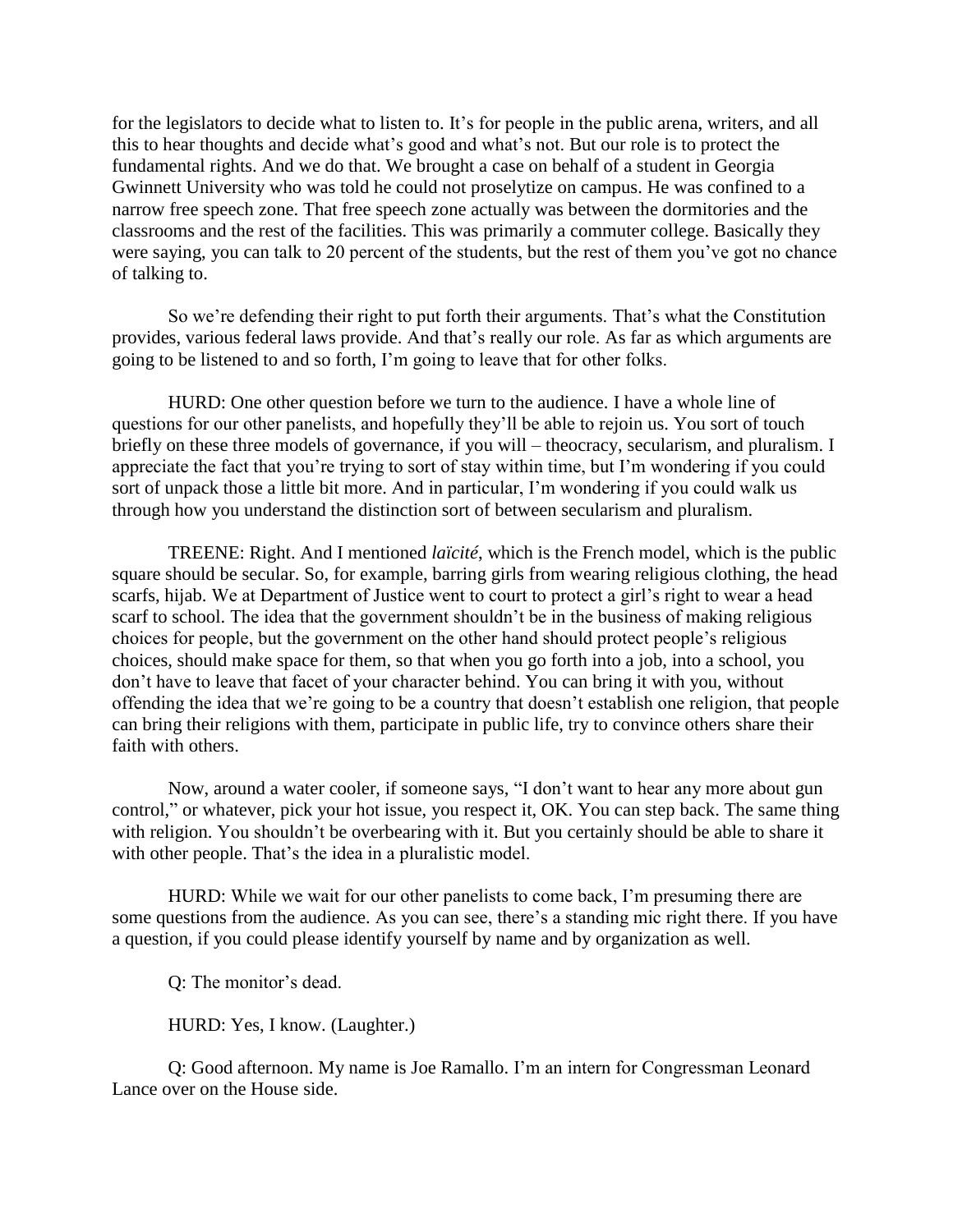for the legislators to decide what to listen to. It's for people in the public arena, writers, and all this to hear thoughts and decide what's good and what's not. But our role is to protect the fundamental rights. And we do that. We brought a case on behalf of a student in Georgia Gwinnett University who was told he could not proselytize on campus. He was confined to a narrow free speech zone. That free speech zone actually was between the dormitories and the classrooms and the rest of the facilities. This was primarily a commuter college. Basically they were saying, you can talk to 20 percent of the students, but the rest of them you've got no chance of talking to.

So we're defending their right to put forth their arguments. That's what the Constitution provides, various federal laws provide. And that's really our role. As far as which arguments are going to be listened to and so forth, I'm going to leave that for other folks.

HURD: One other question before we turn to the audience. I have a whole line of questions for our other panelists, and hopefully they'll be able to rejoin us. You sort of touch briefly on these three models of governance, if you will – theocracy, secularism, and pluralism. I appreciate the fact that you're trying to sort of stay within time, but I'm wondering if you could sort of unpack those a little bit more. And in particular, I'm wondering if you could walk us through how you understand the distinction sort of between secularism and pluralism.

TREENE: Right. And I mentioned *laïcité*, which is the French model, which is the public square should be secular. So, for example, barring girls from wearing religious clothing, the head scarfs, hijab. We at Department of Justice went to court to protect a girl's right to wear a head scarf to school. The idea that the government shouldn't be in the business of making religious choices for people, but the government on the other hand should protect people's religious choices, should make space for them, so that when you go forth into a job, into a school, you don't have to leave that facet of your character behind. You can bring it with you, without offending the idea that we're going to be a country that doesn't establish one religion, that people can bring their religions with them, participate in public life, try to convince others share their faith with others.

Now, around a water cooler, if someone says, "I don't want to hear any more about gun control," or whatever, pick your hot issue, you respect it, OK. You can step back. The same thing with religion. You shouldn't be overbearing with it. But you certainly should be able to share it with other people. That's the idea in a pluralistic model.

HURD: While we wait for our other panelists to come back, I'm presuming there are some questions from the audience. As you can see, there's a standing mic right there. If you have a question, if you could please identify yourself by name and by organization as well.

Q: The monitor's dead.

HURD: Yes, I know. (Laughter.)

Q: Good afternoon. My name is Joe Ramallo. I'm an intern for Congressman Leonard Lance over on the House side.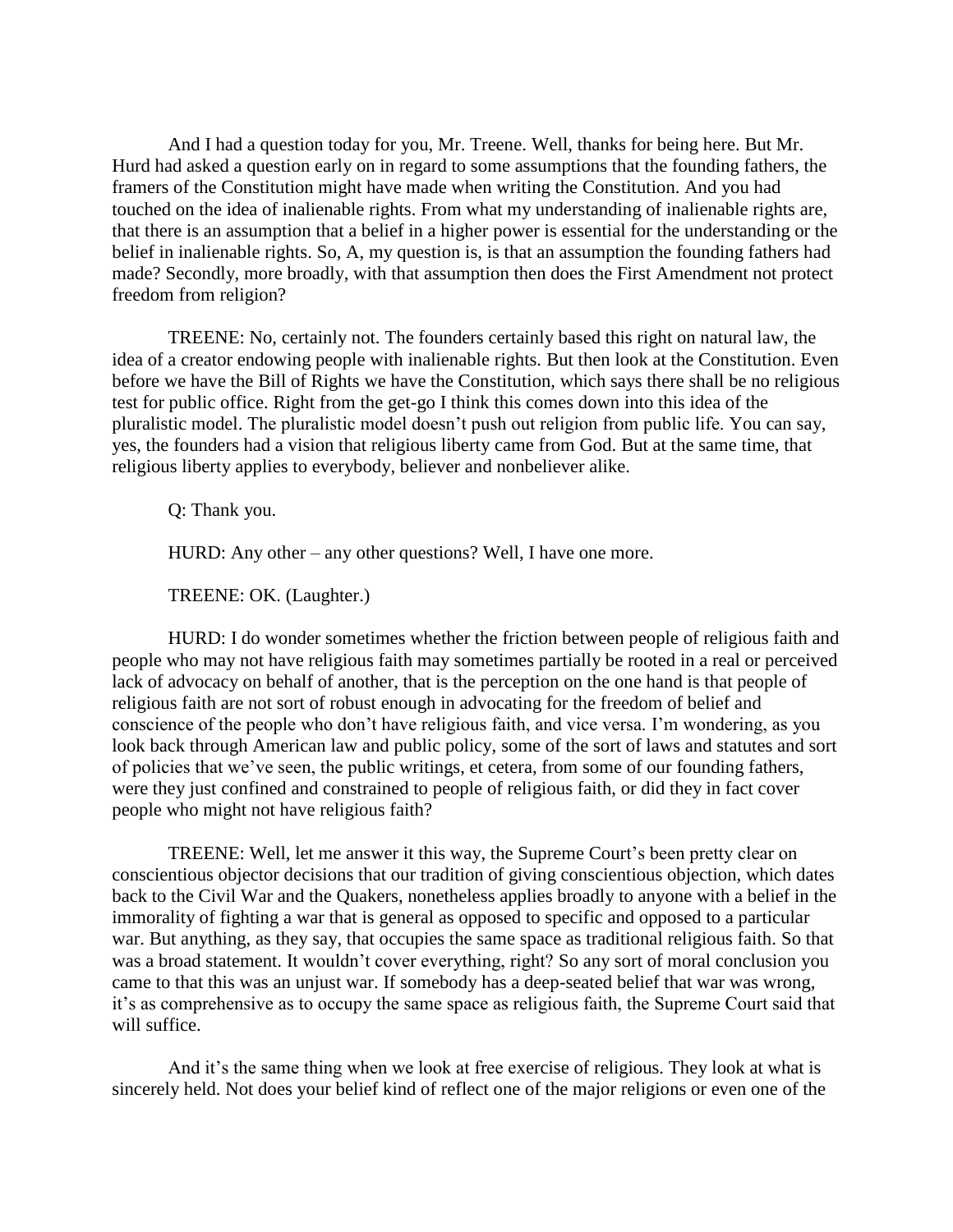And I had a question today for you, Mr. Treene. Well, thanks for being here. But Mr. Hurd had asked a question early on in regard to some assumptions that the founding fathers, the framers of the Constitution might have made when writing the Constitution. And you had touched on the idea of inalienable rights. From what my understanding of inalienable rights are, that there is an assumption that a belief in a higher power is essential for the understanding or the belief in inalienable rights. So, A, my question is, is that an assumption the founding fathers had made? Secondly, more broadly, with that assumption then does the First Amendment not protect freedom from religion?

TREENE: No, certainly not. The founders certainly based this right on natural law, the idea of a creator endowing people with inalienable rights. But then look at the Constitution. Even before we have the Bill of Rights we have the Constitution, which says there shall be no religious test for public office. Right from the get-go I think this comes down into this idea of the pluralistic model. The pluralistic model doesn't push out religion from public life. You can say, yes, the founders had a vision that religious liberty came from God. But at the same time, that religious liberty applies to everybody, believer and nonbeliever alike.

Q: Thank you.

HURD: Any other – any other questions? Well, I have one more.

TREENE: OK. (Laughter.)

HURD: I do wonder sometimes whether the friction between people of religious faith and people who may not have religious faith may sometimes partially be rooted in a real or perceived lack of advocacy on behalf of another, that is the perception on the one hand is that people of religious faith are not sort of robust enough in advocating for the freedom of belief and conscience of the people who don't have religious faith, and vice versa. I'm wondering, as you look back through American law and public policy, some of the sort of laws and statutes and sort of policies that we've seen, the public writings, et cetera, from some of our founding fathers, were they just confined and constrained to people of religious faith, or did they in fact cover people who might not have religious faith?

TREENE: Well, let me answer it this way, the Supreme Court's been pretty clear on conscientious objector decisions that our tradition of giving conscientious objection, which dates back to the Civil War and the Quakers, nonetheless applies broadly to anyone with a belief in the immorality of fighting a war that is general as opposed to specific and opposed to a particular war. But anything, as they say, that occupies the same space as traditional religious faith. So that was a broad statement. It wouldn't cover everything, right? So any sort of moral conclusion you came to that this was an unjust war. If somebody has a deep-seated belief that war was wrong, it's as comprehensive as to occupy the same space as religious faith, the Supreme Court said that will suffice.

And it's the same thing when we look at free exercise of religious. They look at what is sincerely held. Not does your belief kind of reflect one of the major religions or even one of the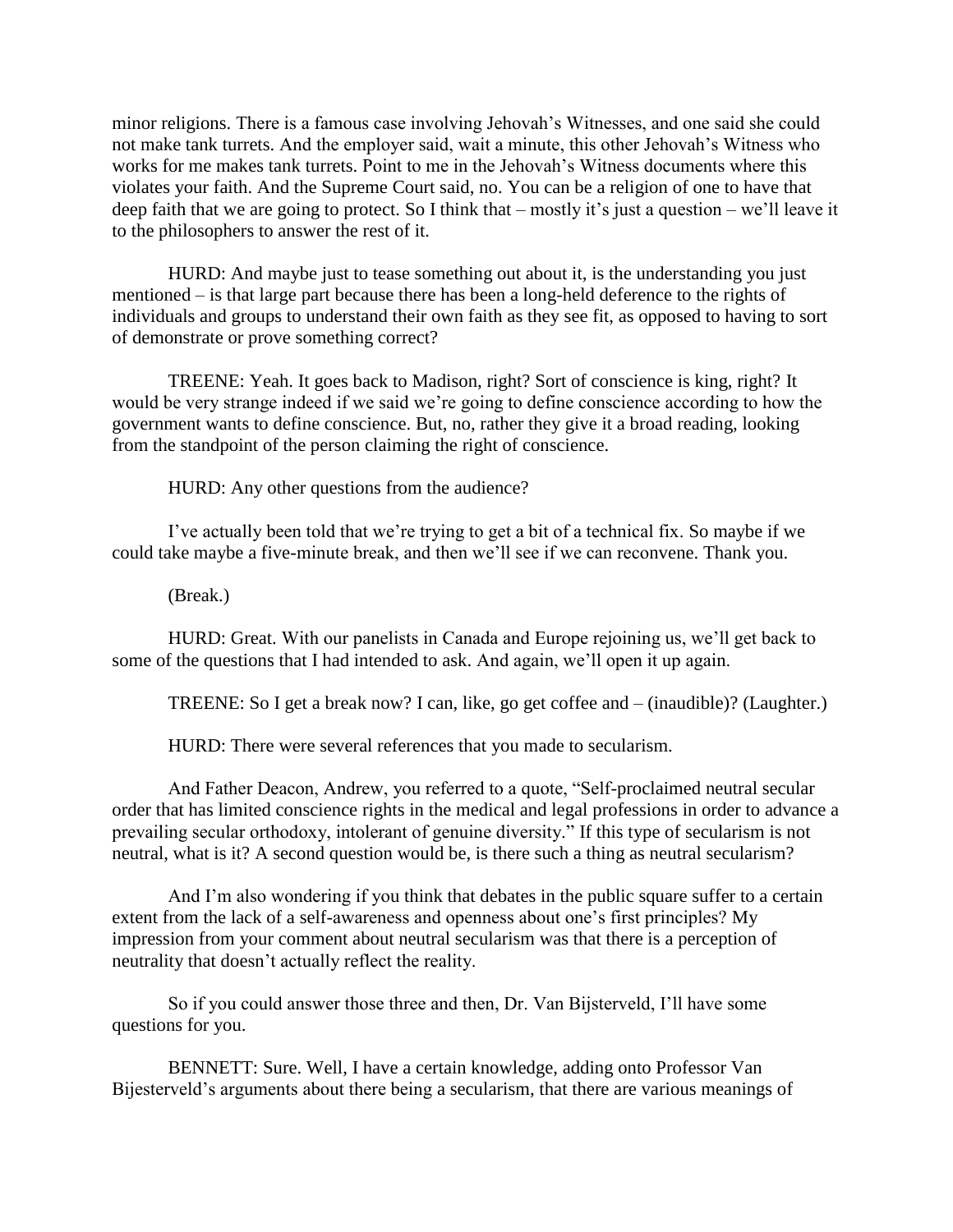minor religions. There is a famous case involving Jehovah's Witnesses, and one said she could not make tank turrets. And the employer said, wait a minute, this other Jehovah's Witness who works for me makes tank turrets. Point to me in the Jehovah's Witness documents where this violates your faith. And the Supreme Court said, no. You can be a religion of one to have that deep faith that we are going to protect. So I think that – mostly it's just a question – we'll leave it to the philosophers to answer the rest of it.

HURD: And maybe just to tease something out about it, is the understanding you just mentioned – is that large part because there has been a long-held deference to the rights of individuals and groups to understand their own faith as they see fit, as opposed to having to sort of demonstrate or prove something correct?

TREENE: Yeah. It goes back to Madison, right? Sort of conscience is king, right? It would be very strange indeed if we said we're going to define conscience according to how the government wants to define conscience. But, no, rather they give it a broad reading, looking from the standpoint of the person claiming the right of conscience.

HURD: Any other questions from the audience?

I've actually been told that we're trying to get a bit of a technical fix. So maybe if we could take maybe a five-minute break, and then we'll see if we can reconvene. Thank you.

(Break.)

HURD: Great. With our panelists in Canada and Europe rejoining us, we'll get back to some of the questions that I had intended to ask. And again, we'll open it up again.

TREENE: So I get a break now? I can, like, go get coffee and – (inaudible)? (Laughter.)

HURD: There were several references that you made to secularism.

And Father Deacon, Andrew, you referred to a quote, "Self-proclaimed neutral secular order that has limited conscience rights in the medical and legal professions in order to advance a prevailing secular orthodoxy, intolerant of genuine diversity." If this type of secularism is not neutral, what is it? A second question would be, is there such a thing as neutral secularism?

And I'm also wondering if you think that debates in the public square suffer to a certain extent from the lack of a self-awareness and openness about one's first principles? My impression from your comment about neutral secularism was that there is a perception of neutrality that doesn't actually reflect the reality.

So if you could answer those three and then, Dr. Van Bijsterveld, I'll have some questions for you.

BENNETT: Sure. Well, I have a certain knowledge, adding onto Professor Van Bijesterveld's arguments about there being a secularism, that there are various meanings of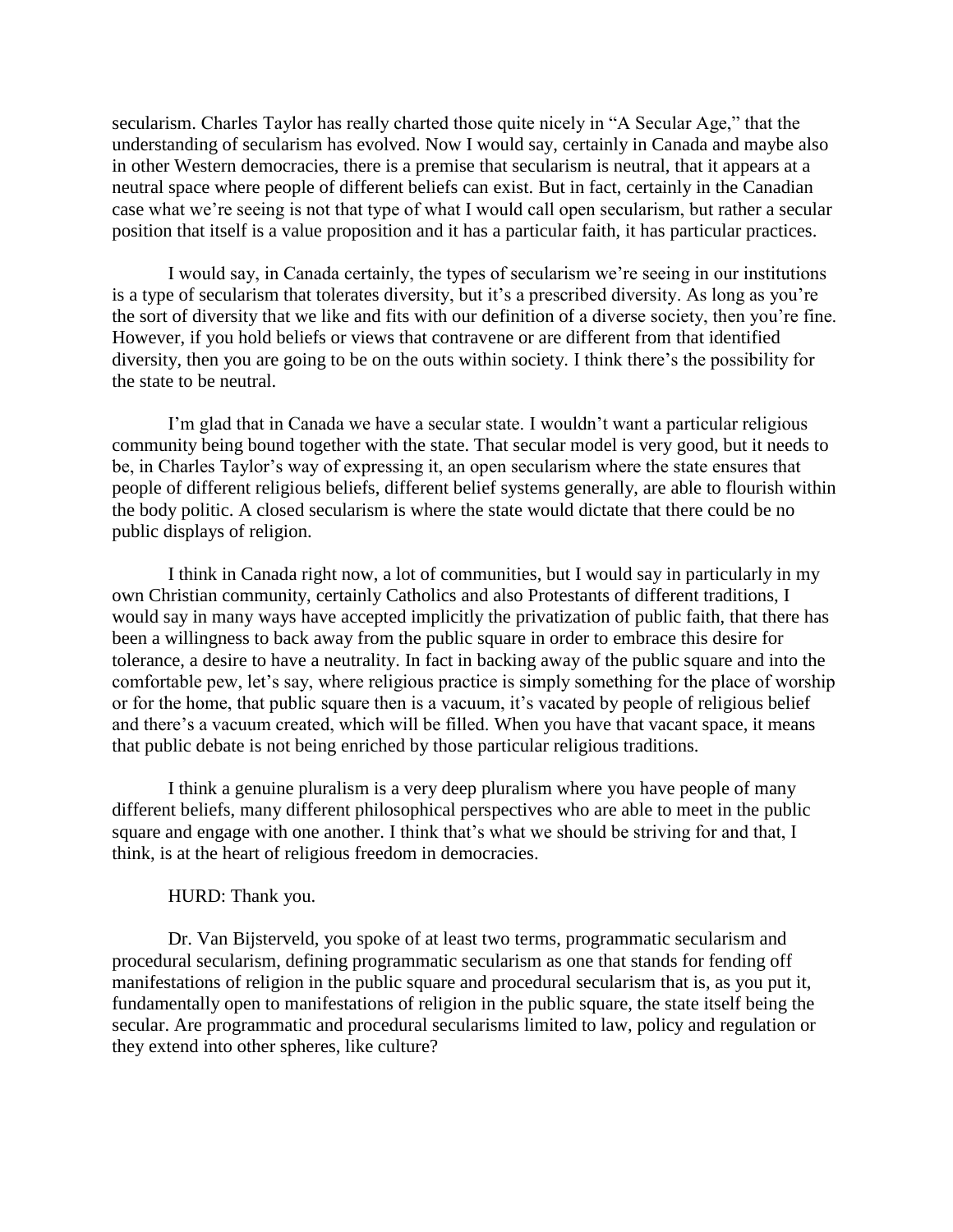secularism. Charles Taylor has really charted those quite nicely in "A Secular Age," that the understanding of secularism has evolved. Now I would say, certainly in Canada and maybe also in other Western democracies, there is a premise that secularism is neutral, that it appears at a neutral space where people of different beliefs can exist. But in fact, certainly in the Canadian case what we're seeing is not that type of what I would call open secularism, but rather a secular position that itself is a value proposition and it has a particular faith, it has particular practices.

I would say, in Canada certainly, the types of secularism we're seeing in our institutions is a type of secularism that tolerates diversity, but it's a prescribed diversity. As long as you're the sort of diversity that we like and fits with our definition of a diverse society, then you're fine. However, if you hold beliefs or views that contravene or are different from that identified diversity, then you are going to be on the outs within society. I think there's the possibility for the state to be neutral.

I'm glad that in Canada we have a secular state. I wouldn't want a particular religious community being bound together with the state. That secular model is very good, but it needs to be, in Charles Taylor's way of expressing it, an open secularism where the state ensures that people of different religious beliefs, different belief systems generally, are able to flourish within the body politic. A closed secularism is where the state would dictate that there could be no public displays of religion.

I think in Canada right now, a lot of communities, but I would say in particularly in my own Christian community, certainly Catholics and also Protestants of different traditions, I would say in many ways have accepted implicitly the privatization of public faith, that there has been a willingness to back away from the public square in order to embrace this desire for tolerance, a desire to have a neutrality. In fact in backing away of the public square and into the comfortable pew, let's say, where religious practice is simply something for the place of worship or for the home, that public square then is a vacuum, it's vacated by people of religious belief and there's a vacuum created, which will be filled. When you have that vacant space, it means that public debate is not being enriched by those particular religious traditions.

I think a genuine pluralism is a very deep pluralism where you have people of many different beliefs, many different philosophical perspectives who are able to meet in the public square and engage with one another. I think that's what we should be striving for and that, I think, is at the heart of religious freedom in democracies.

HURD: Thank you.

Dr. Van Bijsterveld, you spoke of at least two terms, programmatic secularism and procedural secularism, defining programmatic secularism as one that stands for fending off manifestations of religion in the public square and procedural secularism that is, as you put it, fundamentally open to manifestations of religion in the public square, the state itself being the secular. Are programmatic and procedural secularisms limited to law, policy and regulation or they extend into other spheres, like culture?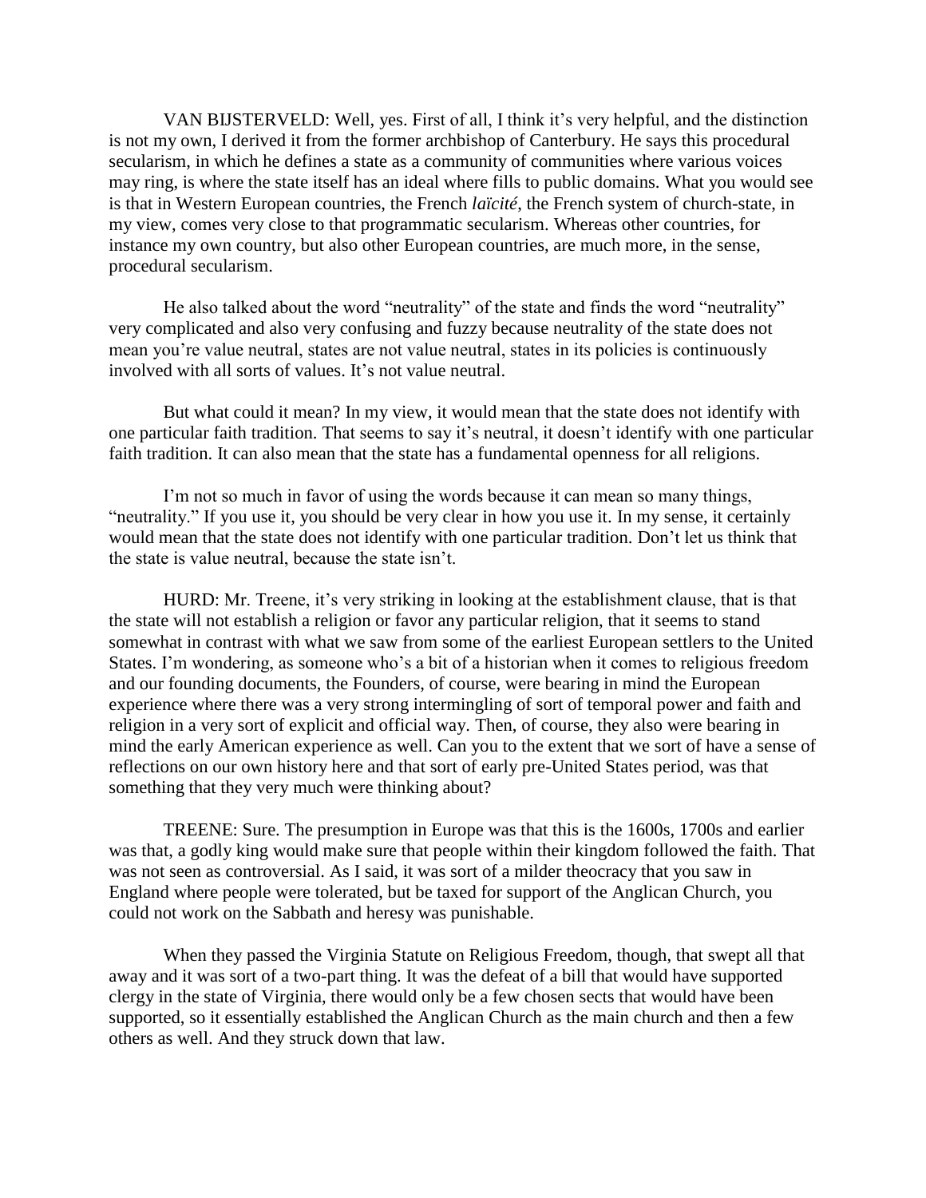VAN BIJSTERVELD: Well, yes. First of all, I think it's very helpful, and the distinction is not my own, I derived it from the former archbishop of Canterbury. He says this procedural secularism, in which he defines a state as a community of communities where various voices may ring, is where the state itself has an ideal where fills to public domains. What you would see is that in Western European countries, the French *laïcité*, the French system of church-state, in my view, comes very close to that programmatic secularism. Whereas other countries, for instance my own country, but also other European countries, are much more, in the sense, procedural secularism.

He also talked about the word "neutrality" of the state and finds the word "neutrality" very complicated and also very confusing and fuzzy because neutrality of the state does not mean you're value neutral, states are not value neutral, states in its policies is continuously involved with all sorts of values. It's not value neutral.

But what could it mean? In my view, it would mean that the state does not identify with one particular faith tradition. That seems to say it's neutral, it doesn't identify with one particular faith tradition. It can also mean that the state has a fundamental openness for all religions.

I'm not so much in favor of using the words because it can mean so many things, "neutrality." If you use it, you should be very clear in how you use it. In my sense, it certainly would mean that the state does not identify with one particular tradition. Don't let us think that the state is value neutral, because the state isn't.

HURD: Mr. Treene, it's very striking in looking at the establishment clause, that is that the state will not establish a religion or favor any particular religion, that it seems to stand somewhat in contrast with what we saw from some of the earliest European settlers to the United States. I'm wondering, as someone who's a bit of a historian when it comes to religious freedom and our founding documents, the Founders, of course, were bearing in mind the European experience where there was a very strong intermingling of sort of temporal power and faith and religion in a very sort of explicit and official way. Then, of course, they also were bearing in mind the early American experience as well. Can you to the extent that we sort of have a sense of reflections on our own history here and that sort of early pre-United States period, was that something that they very much were thinking about?

TREENE: Sure. The presumption in Europe was that this is the 1600s, 1700s and earlier was that, a godly king would make sure that people within their kingdom followed the faith. That was not seen as controversial. As I said, it was sort of a milder theocracy that you saw in England where people were tolerated, but be taxed for support of the Anglican Church, you could not work on the Sabbath and heresy was punishable.

When they passed the Virginia Statute on Religious Freedom, though, that swept all that away and it was sort of a two-part thing. It was the defeat of a bill that would have supported clergy in the state of Virginia, there would only be a few chosen sects that would have been supported, so it essentially established the Anglican Church as the main church and then a few others as well. And they struck down that law.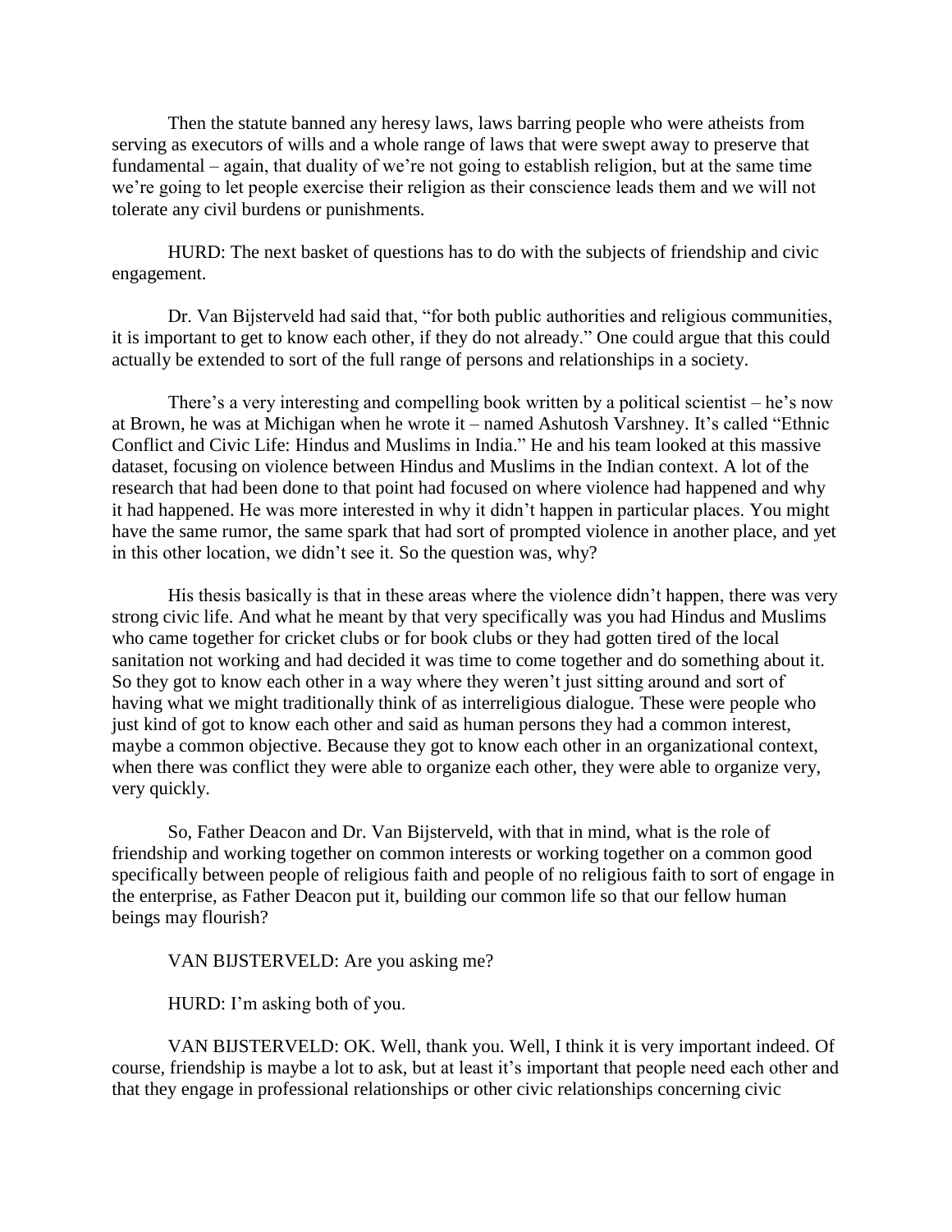Then the statute banned any heresy laws, laws barring people who were atheists from serving as executors of wills and a whole range of laws that were swept away to preserve that fundamental – again, that duality of we're not going to establish religion, but at the same time we're going to let people exercise their religion as their conscience leads them and we will not tolerate any civil burdens or punishments.

HURD: The next basket of questions has to do with the subjects of friendship and civic engagement.

Dr. Van Bijsterveld had said that, "for both public authorities and religious communities, it is important to get to know each other, if they do not already." One could argue that this could actually be extended to sort of the full range of persons and relationships in a society.

There's a very interesting and compelling book written by a political scientist – he's now at Brown, he was at Michigan when he wrote it – named Ashutosh Varshney. It's called "Ethnic Conflict and Civic Life: Hindus and Muslims in India." He and his team looked at this massive dataset, focusing on violence between Hindus and Muslims in the Indian context. A lot of the research that had been done to that point had focused on where violence had happened and why it had happened. He was more interested in why it didn't happen in particular places. You might have the same rumor, the same spark that had sort of prompted violence in another place, and yet in this other location, we didn't see it. So the question was, why?

His thesis basically is that in these areas where the violence didn't happen, there was very strong civic life. And what he meant by that very specifically was you had Hindus and Muslims who came together for cricket clubs or for book clubs or they had gotten tired of the local sanitation not working and had decided it was time to come together and do something about it. So they got to know each other in a way where they weren't just sitting around and sort of having what we might traditionally think of as interreligious dialogue. These were people who just kind of got to know each other and said as human persons they had a common interest, maybe a common objective. Because they got to know each other in an organizational context, when there was conflict they were able to organize each other, they were able to organize very, very quickly.

So, Father Deacon and Dr. Van Bijsterveld, with that in mind, what is the role of friendship and working together on common interests or working together on a common good specifically between people of religious faith and people of no religious faith to sort of engage in the enterprise, as Father Deacon put it, building our common life so that our fellow human beings may flourish?

VAN BIJSTERVELD: Are you asking me?

HURD: I'm asking both of you.

VAN BIJSTERVELD: OK. Well, thank you. Well, I think it is very important indeed. Of course, friendship is maybe a lot to ask, but at least it's important that people need each other and that they engage in professional relationships or other civic relationships concerning civic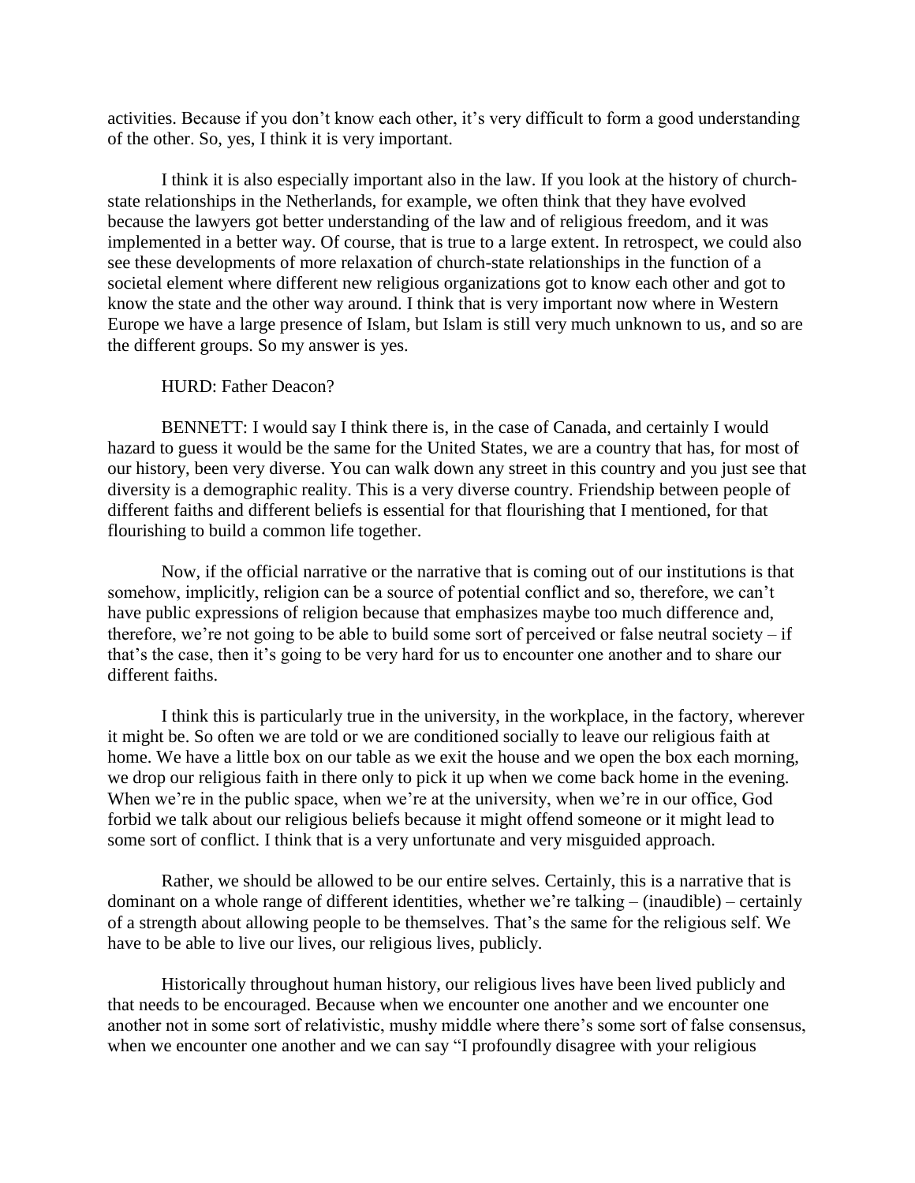activities. Because if you don't know each other, it's very difficult to form a good understanding of the other. So, yes, I think it is very important.

I think it is also especially important also in the law. If you look at the history of church-state relationships in the Netherlands, for example, we often think that they have evolved because the lawyers got better understanding of the law and of religious freedom, and it was implemented in a better way. Of course, that is true to a large extent. In retrospect, we could also see these developments of more relaxation of church-state relationships in the function of a societal element where different new religious organizations got to know each other and got to know the state and the other way around. I think that is very important now where in Western Europe we have a large presence of Islam, but Islam is still very much unknown to us, and so are the different groups. So my answer is yes.

HURD: Father Deacon?

BENNETT: I would say I think there is, in the case of Canada, and certainly I would hazard to guess it would be the same for the United States, we are a country that has, for most of our history, been very diverse. You can walk down any street in this country and you just see that diversity is a demographic reality. This is a very diverse country. Friendship between people of different faiths and different beliefs is essential for that flourishing that I mentioned, for that flourishing to build a common life together.

Now, if the official narrative or the narrative that is coming out of our institutions is that somehow, implicitly, religion can be a source of potential conflict and so, therefore, we can't have public expressions of religion because that emphasizes maybe too much difference and, therefore, we're not going to be able to build some sort of perceived or false neutral society – if that's the case, then it's going to be very hard for us to encounter one another and to share our different faiths.

I think this is particularly true in the university, in the workplace, in the factory, wherever it might be. So often we are told or we are conditioned socially to leave our religious faith at home. We have a little box on our table as we exit the house and we open the box each morning, we drop our religious faith in there only to pick it up when we come back home in the evening. When we're in the public space, when we're at the university, when we're in our office, God forbid we talk about our religious beliefs because it might offend someone or it might lead to some sort of conflict. I think that is a very unfortunate and very misguided approach.

Rather, we should be allowed to be our entire selves. Certainly, this is a narrative that is dominant on a whole range of different identities, whether we're talking – (inaudible) – certainly of a strength about allowing people to be themselves. That's the same for the religious self. We have to be able to live our lives, our religious lives, publicly.

Historically throughout human history, our religious lives have been lived publicly and that needs to be encouraged. Because when we encounter one another and we encounter one another not in some sort of relativistic, mushy middle where there's some sort of false consensus, when we encounter one another and we can say "I profoundly disagree with your religious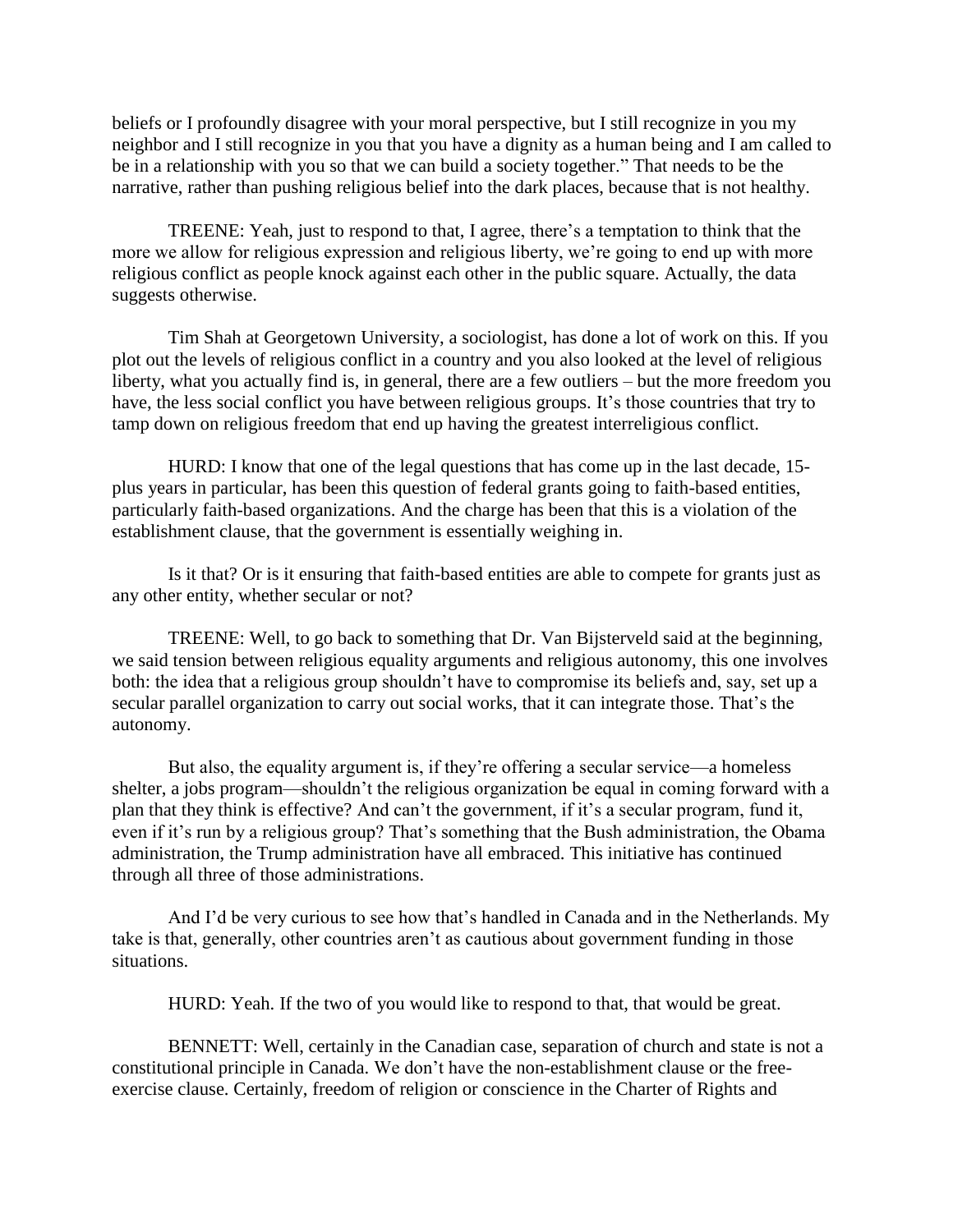beliefs or I profoundly disagree with your moral perspective, but I still recognize in you my neighbor and I still recognize in you that you have a dignity as a human being and I am called to be in a relationship with you so that we can build a society together." That needs to be the narrative, rather than pushing religious belief into the dark places, because that is not healthy.

TREENE: Yeah, just to respond to that, I agree, there's a temptation to think that the more we allow for religious expression and religious liberty, we're going to end up with more religious conflict as people knock against each other in the public square. Actually, the data suggests otherwise.

Tim Shah at Georgetown University, a sociologist, has done a lot of work on this. If you plot out the levels of religious conflict in a country and you also looked at the level of religious liberty, what you actually find is, in general, there are a few outliers – but the more freedom you have, the less social conflict you have between religious groups. It's those countries that try to tamp down on religious freedom that end up having the greatest interreligious conflict.

HURD: I know that one of the legal questions that has come up in the last decade, 15-plus years in particular, has been this question of federal grants going to faith-based entities, particularly faith-based organizations. And the charge has been that this is a violation of the establishment clause, that the government is essentially weighing in.

Is it that? Or is it ensuring that faith-based entities are able to compete for grants just as any other entity, whether secular or not?

TREENE: Well, to go back to something that Dr. Van Bijsterveld said at the beginning, we said tension between religious equality arguments and religious autonomy, this one involves both: the idea that a religious group shouldn't have to compromise its beliefs and, say, set up a secular parallel organization to carry out social works, that it can integrate those. That's the autonomy.

But also, the equality argument is, if they're offering a secular service—a homeless shelter, a jobs program—shouldn't the religious organization be equal in coming forward with a plan that they think is effective? And can't the government, if it's a secular program, fund it, even if it's run by a religious group? That's something that the Bush administration, the Obama administration, the Trump administration have all embraced. This initiative has continued through all three of those administrations.

And I'd be very curious to see how that's handled in Canada and in the Netherlands. My take is that, generally, other countries aren't as cautious about government funding in those situations.

HURD: Yeah. If the two of you would like to respond to that, that would be great.

BENNETT: Well, certainly in the Canadian case, separation of church and state is not a constitutional principle in Canada. We don't have the non-establishment clause or the free-exercise clause. Certainly, freedom of religion or conscience in the Charter of Rights and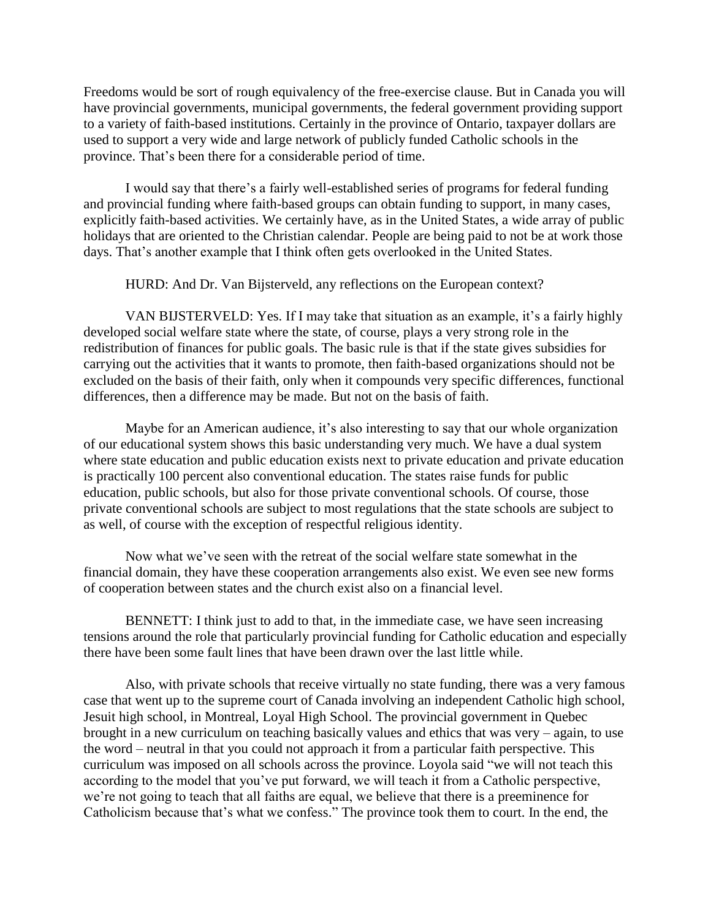Freedoms would be sort of rough equivalency of the free-exercise clause. But in Canada you will have provincial governments, municipal governments, the federal government providing support to a variety of faith-based institutions. Certainly in the province of Ontario, taxpayer dollars are used to support a very wide and large network of publicly funded Catholic schools in the province. That's been there for a considerable period of time.

I would say that there's a fairly well-established series of programs for federal funding and provincial funding where faith-based groups can obtain funding to support, in many cases, explicitly faith-based activities. We certainly have, as in the United States, a wide array of public holidays that are oriented to the Christian calendar. People are being paid to not be at work those days. That's another example that I think often gets overlooked in the United States.

HURD: And Dr. Van Bijsterveld, any reflections on the European context?

VAN BIJSTERVELD: Yes. If I may take that situation as an example, it's a fairly highly developed social welfare state where the state, of course, plays a very strong role in the redistribution of finances for public goals. The basic rule is that if the state gives subsidies for carrying out the activities that it wants to promote, then faith-based organizations should not be excluded on the basis of their faith, only when it compounds very specific differences, functional differences, then a difference may be made. But not on the basis of faith.

Maybe for an American audience, it's also interesting to say that our whole organization of our educational system shows this basic understanding very much. We have a dual system where state education and public education exists next to private education and private education is practically 100 percent also conventional education. The states raise funds for public education, public schools, but also for those private conventional schools. Of course, those private conventional schools are subject to most regulations that the state schools are subject to as well, of course with the exception of respectful religious identity.

Now what we've seen with the retreat of the social welfare state somewhat in the financial domain, they have these cooperation arrangements also exist. We even see new forms of cooperation between states and the church exist also on a financial level.

BENNETT: I think just to add to that, in the immediate case, we have seen increasing tensions around the role that particularly provincial funding for Catholic education and especially there have been some fault lines that have been drawn over the last little while.

Also, with private schools that receive virtually no state funding, there was a very famous case that went up to the supreme court of Canada involving an independent Catholic high school, Jesuit high school, in Montreal, Loyal High School. The provincial government in Quebec brought in a new curriculum on teaching basically values and ethics that was very – again, to use the word – neutral in that you could not approach it from a particular faith perspective. This curriculum was imposed on all schools across the province. Loyola said "we will not teach this according to the model that you've put forward, we will teach it from a Catholic perspective, we're not going to teach that all faiths are equal, we believe that there is a preeminence for Catholicism because that's what we confess." The province took them to court. In the end, the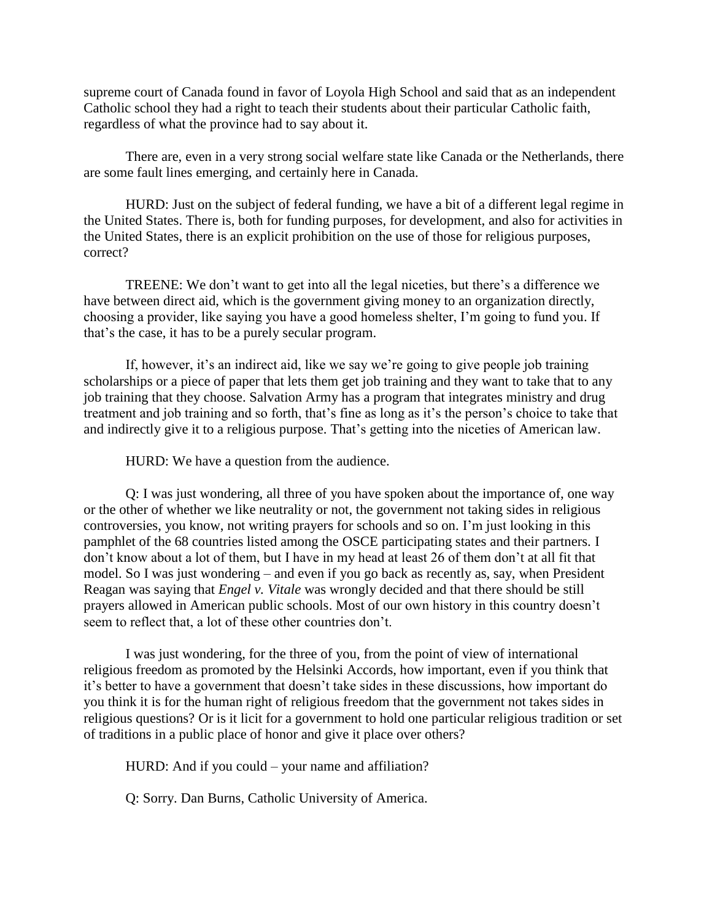supreme court of Canada found in favor of Loyola High School and said that as an independent Catholic school they had a right to teach their students about their particular Catholic faith, regardless of what the province had to say about it.

There are, even in a very strong social welfare state like Canada or the Netherlands, there are some fault lines emerging, and certainly here in Canada.

HURD: Just on the subject of federal funding, we have a bit of a different legal regime in the United States. There is, both for funding purposes, for development, and also for activities in the United States, there is an explicit prohibition on the use of those for religious purposes, correct?

TREENE: We don't want to get into all the legal niceties, but there's a difference we have between direct aid, which is the government giving money to an organization directly, choosing a provider, like saying you have a good homeless shelter, I'm going to fund you. If that's the case, it has to be a purely secular program.

If, however, it's an indirect aid, like we say we're going to give people job training scholarships or a piece of paper that lets them get job training and they want to take that to any job training that they choose. Salvation Army has a program that integrates ministry and drug treatment and job training and so forth, that's fine as long as it's the person's choice to take that and indirectly give it to a religious purpose. That's getting into the niceties of American law.

HURD: We have a question from the audience.

Q: I was just wondering, all three of you have spoken about the importance of, one way or the other of whether we like neutrality or not, the government not taking sides in religious controversies, you know, not writing prayers for schools and so on. I'm just looking in this pamphlet of the 68 countries listed among the OSCE participating states and their partners. I don't know about a lot of them, but I have in my head at least 26 of them don't at all fit that model. So I was just wondering – and even if you go back as recently as, say, when President Reagan was saying that *Engel v. Vitale* was wrongly decided and that there should be still prayers allowed in American public schools. Most of our own history in this country doesn't seem to reflect that, a lot of these other countries don't.

I was just wondering, for the three of you, from the point of view of international religious freedom as promoted by the Helsinki Accords, how important, even if you think that it's better to have a government that doesn't take sides in these discussions, how important do you think it is for the human right of religious freedom that the government not takes sides in religious questions? Or is it licit for a government to hold one particular religious tradition or set of traditions in a public place of honor and give it place over others?

HURD: And if you could – your name and affiliation?

Q: Sorry. Dan Burns, Catholic University of America.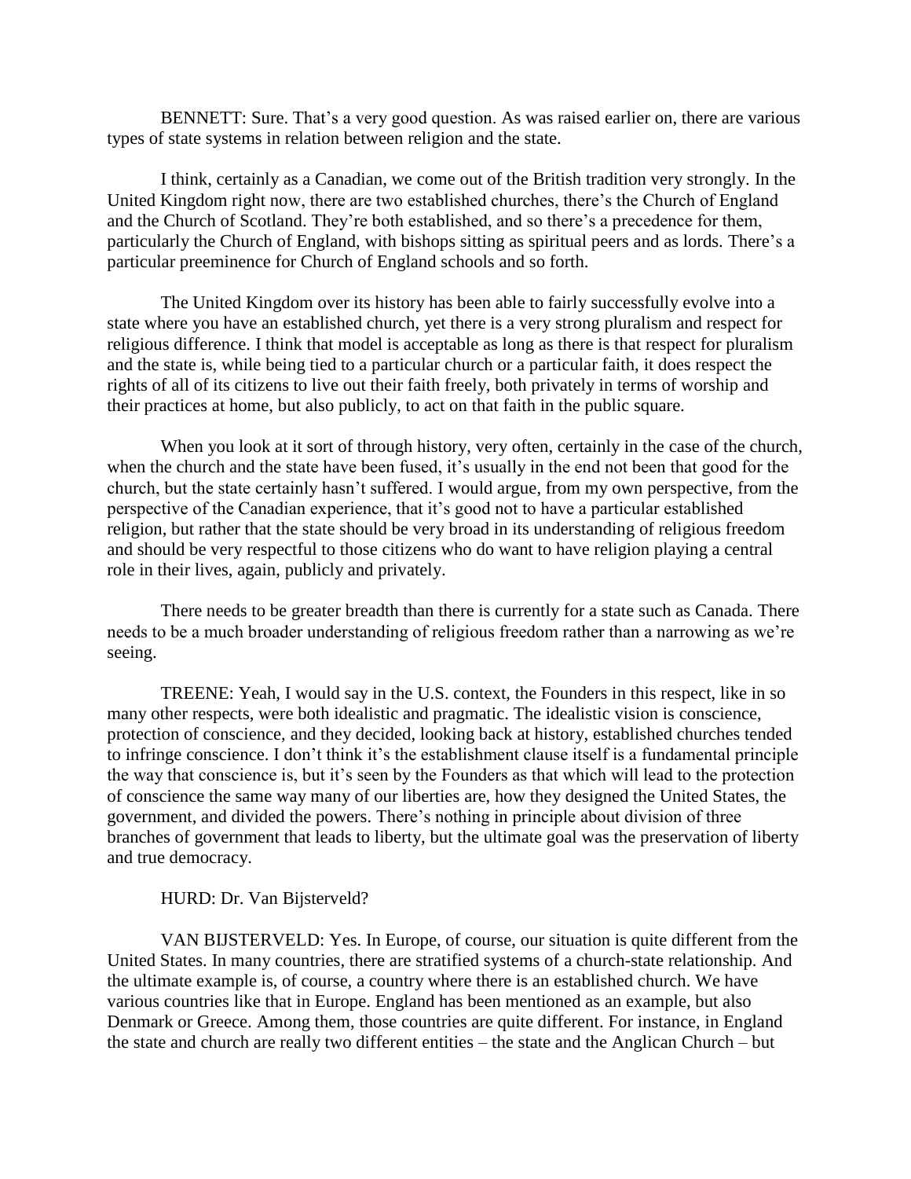BENNETT: Sure. That's a very good question. As was raised earlier on, there are various types of state systems in relation between religion and the state.

I think, certainly as a Canadian, we come out of the British tradition very strongly. In the United Kingdom right now, there are two established churches, there's the Church of England and the Church of Scotland. They're both established, and so there's a precedence for them, particularly the Church of England, with bishops sitting as spiritual peers and as lords. There's a particular preeminence for Church of England schools and so forth.

The United Kingdom over its history has been able to fairly successfully evolve into a state where you have an established church, yet there is a very strong pluralism and respect for religious difference. I think that model is acceptable as long as there is that respect for pluralism and the state is, while being tied to a particular church or a particular faith, it does respect the rights of all of its citizens to live out their faith freely, both privately in terms of worship and their practices at home, but also publicly, to act on that faith in the public square.

When you look at it sort of through history, very often, certainly in the case of the church, when the church and the state have been fused, it's usually in the end not been that good for the church, but the state certainly hasn't suffered. I would argue, from my own perspective, from the perspective of the Canadian experience, that it's good not to have a particular established religion, but rather that the state should be very broad in its understanding of religious freedom and should be very respectful to those citizens who do want to have religion playing a central role in their lives, again, publicly and privately.

There needs to be greater breadth than there is currently for a state such as Canada. There needs to be a much broader understanding of religious freedom rather than a narrowing as we're seeing.

TREENE: Yeah, I would say in the U.S. context, the Founders in this respect, like in so many other respects, were both idealistic and pragmatic. The idealistic vision is conscience, protection of conscience, and they decided, looking back at history, established churches tended to infringe conscience. I don't think it's the establishment clause itself is a fundamental principle the way that conscience is, but it's seen by the Founders as that which will lead to the protection of conscience the same way many of our liberties are, how they designed the United States, the government, and divided the powers. There's nothing in principle about division of three branches of government that leads to liberty, but the ultimate goal was the preservation of liberty and true democracy.

HURD: Dr. Van Bijsterveld?

VAN BIJSTERVELD: Yes. In Europe, of course, our situation is quite different from the United States. In many countries, there are stratified systems of a church-state relationship. And the ultimate example is, of course, a country where there is an established church. We have various countries like that in Europe. England has been mentioned as an example, but also Denmark or Greece. Among them, those countries are quite different. For instance, in England the state and church are really two different entities – the state and the Anglican Church – but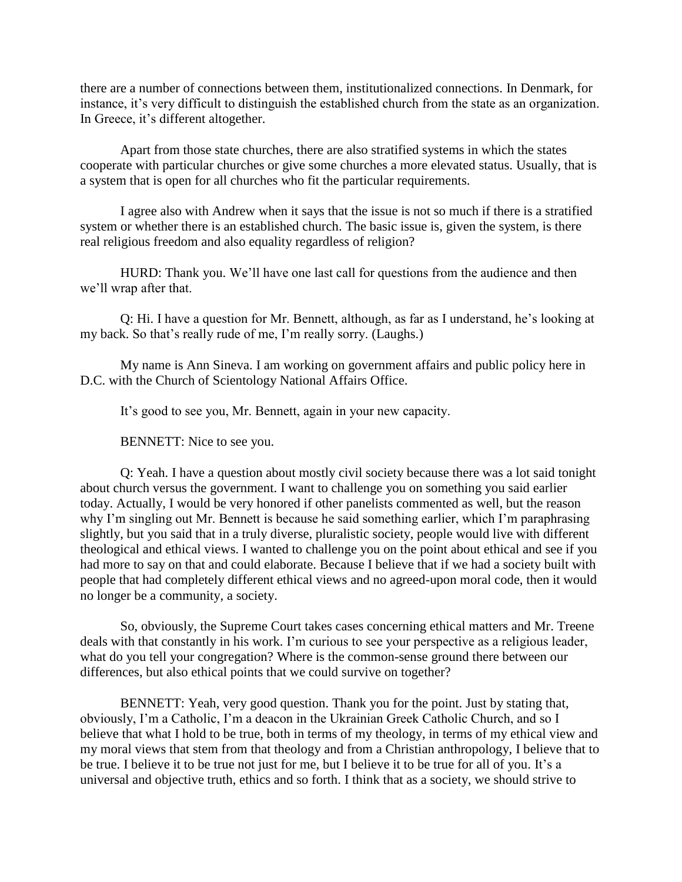there are a number of connections between them, institutionalized connections. In Denmark, for instance, it's very difficult to distinguish the established church from the state as an organization. In Greece, it's different altogether.

Apart from those state churches, there are also stratified systems in which the states cooperate with particular churches or give some churches a more elevated status. Usually, that is a system that is open for all churches who fit the particular requirements.

I agree also with Andrew when it says that the issue is not so much if there is a stratified system or whether there is an established church. The basic issue is, given the system, is there real religious freedom and also equality regardless of religion?

HURD: Thank you. We'll have one last call for questions from the audience and then we'll wrap after that.

Q: Hi. I have a question for Mr. Bennett, although, as far as I understand, he's looking at my back. So that's really rude of me, I'm really sorry. (Laughs.)

My name is Ann Sineva. I am working on government affairs and public policy here in D.C. with the Church of Scientology National Affairs Office.

It's good to see you, Mr. Bennett, again in your new capacity.

BENNETT: Nice to see you.

Q: Yeah. I have a question about mostly civil society because there was a lot said tonight about church versus the government. I want to challenge you on something you said earlier today. Actually, I would be very honored if other panelists commented as well, but the reason why I'm singling out Mr. Bennett is because he said something earlier, which I'm paraphrasing slightly, but you said that in a truly diverse, pluralistic society, people would live with different theological and ethical views. I wanted to challenge you on the point about ethical and see if you had more to say on that and could elaborate. Because I believe that if we had a society built with people that had completely different ethical views and no agreed-upon moral code, then it would no longer be a community, a society.

So, obviously, the Supreme Court takes cases concerning ethical matters and Mr. Treene deals with that constantly in his work. I'm curious to see your perspective as a religious leader, what do you tell your congregation? Where is the common-sense ground there between our differences, but also ethical points that we could survive on together?

BENNETT: Yeah, very good question. Thank you for the point. Just by stating that, obviously, I'm a Catholic, I'm a deacon in the Ukrainian Greek Catholic Church, and so I believe that what I hold to be true, both in terms of my theology, in terms of my ethical view and my moral views that stem from that theology and from a Christian anthropology, I believe that to be true. I believe it to be true not just for me, but I believe it to be true for all of you. It's a universal and objective truth, ethics and so forth. I think that as a society, we should strive to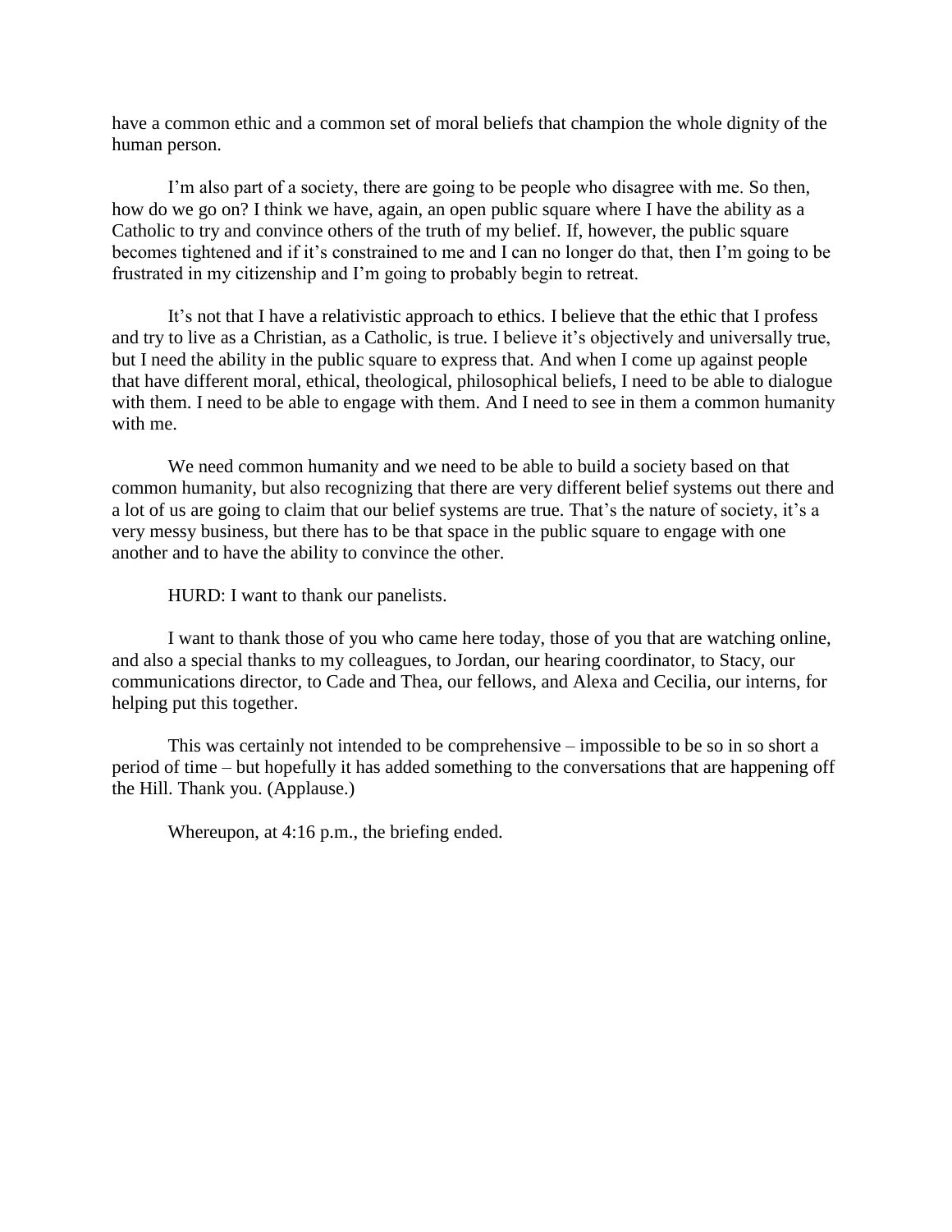have a common ethic and a common set of moral beliefs that champion the whole dignity of the human person.

I'm also part of a society, there are going to be people who disagree with me. So then, how do we go on? I think we have, again, an open public square where I have the ability as a Catholic to try and convince others of the truth of my belief. If, however, the public square becomes tightened and if it's constrained to me and I can no longer do that, then I'm going to be frustrated in my citizenship and I'm going to probably begin to retreat.

It's not that I have a relativistic approach to ethics. I believe that the ethic that I profess and try to live as a Christian, as a Catholic, is true. I believe it's objectively and universally true, but I need the ability in the public square to express that. And when I come up against people that have different moral, ethical, theological, philosophical beliefs, I need to be able to dialogue with them. I need to be able to engage with them. And I need to see in them a common humanity with me.

We need common humanity and we need to be able to build a society based on that common humanity, but also recognizing that there are very different belief systems out there and a lot of us are going to claim that our belief systems are true. That's the nature of society, it's a very messy business, but there has to be that space in the public square to engage with one another and to have the ability to convince the other.

HURD: I want to thank our panelists.

I want to thank those of you who came here today, those of you that are watching online, and also a special thanks to my colleagues, to Jordan, our hearing coordinator, to Stacy, our communications director, to Cade and Thea, our fellows, and Alexa and Cecilia, our interns, for helping put this together.

This was certainly not intended to be comprehensive – impossible to be so in so short a period of time – but hopefully it has added something to the conversations that are happening off the Hill. Thank you. (Applause.)

Whereupon, at 4:16 p.m., the briefing ended.